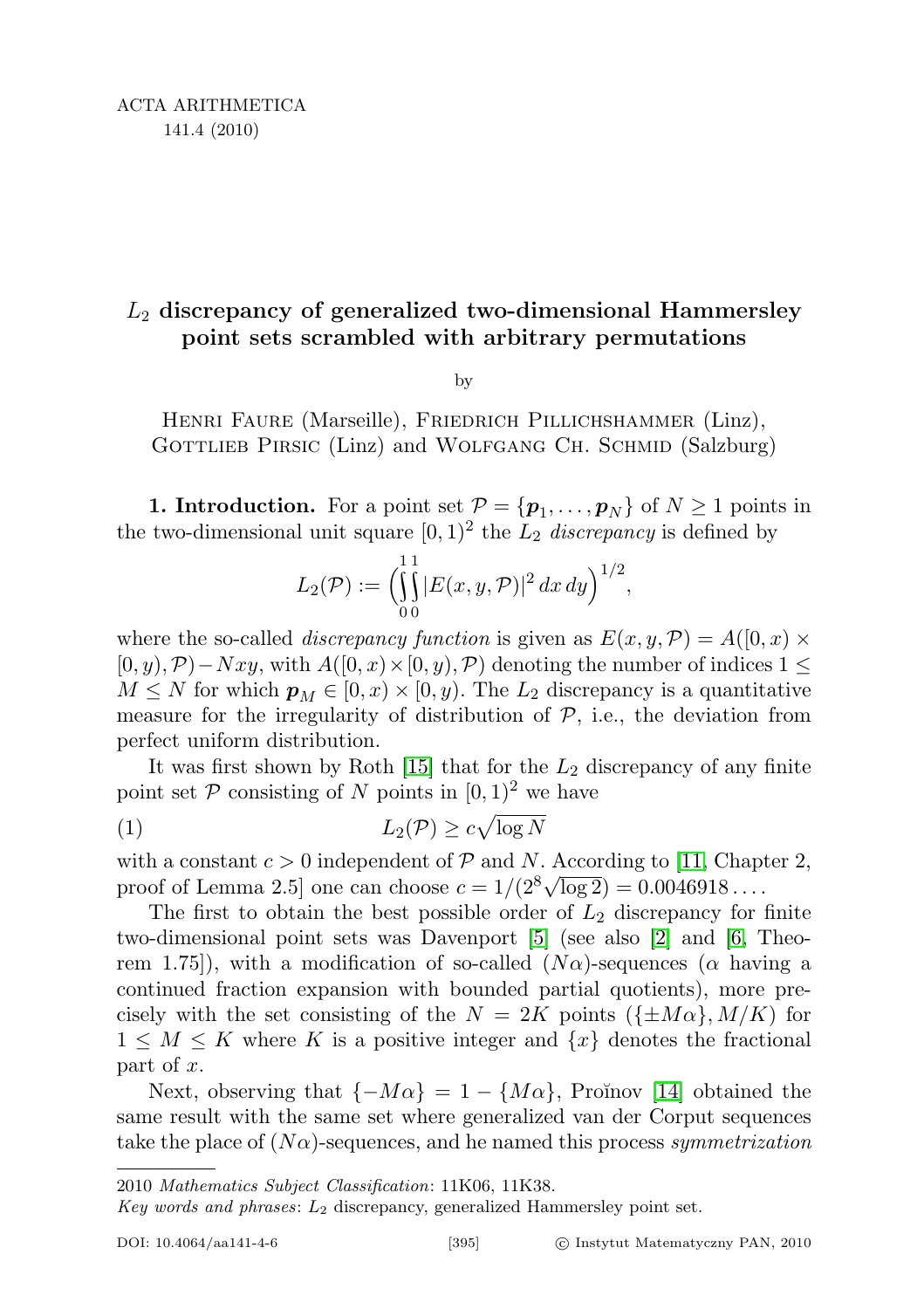# $L_2$ discrepancy of generalized two-dimensional Hammersley point sets scrambled with arbitrary permutations

by

Henri Faure (Marseille), Friedrich Pillichshammer (Linz), Gottlieb Pirsic (Linz) and Wolfgang Ch. Schmid (Salzburg)

**1. Introduction.** For a point set $\mathcal{P} = \{\boldsymbol{p}_1, \ldots, \boldsymbol{p}_N\}$ of $N \geq 1$ points in the two-dimensional unit square $[0,1)^2$ the $L_2$ *discrepancy* is defined by

$$L_2(\mathcal{P}) := \Big( \int_0^1 \int_0^1 |E(x,y,\mathcal{P})|^2 \, dx \, dy \Big)^{1/2},$$

where the so-called *discrepancy function* is given as $E(x,y,\mathcal{P}) = A([0,x) \times [0,y), \mathcal{P}) - Nxy$, with $A([0,x) \times [0,y), \mathcal{P})$ denoting the number of indices $1 \leq M \leq N$ for which $\boldsymbol{p}_M \in [0,x) \times [0,y)$. The $L_2$ discrepancy is a quantitative measure for the irregularity of distribution of $\mathcal{P}$, i.e., the deviation from perfect uniform distribution.

It was first shown by Roth [15] that for the $L_2$ discrepancy of any finite point set $\mathcal{P}$ consisting of $N$ points in $[0,1)^2$ we have

$$L_2(\mathcal{P}) \geq c\sqrt{\log N} \tag{1}$$

with a constant $c > 0$ independent of $\mathcal{P}$ and $N$. According to [11, Chapter 2, proof of Lemma 2.5] one can choose $c = 1/(2^8\sqrt{\log 2}) = 0.0046918\ldots$.

The first to obtain the best possible order of $L_2$ discrepancy for finite two-dimensional point sets was Davenport [5] (see also [2] and [6, Theorem 1.75]), with a modification of so-called $(N\alpha)$-sequences ($\alpha$ having a continued fraction expansion with bounded partial quotients), more precisely with the set consisting of the $N = 2K$ points $(\{\pm M\alpha\}, M/K)$ for $1 \leq M \leq K$ where $K$ is a positive integer and $\{x\}$ denotes the fractional part of $x$.

Next, observing that $\{-M\alpha\} = 1 - \{M\alpha\}$, Proĭnov [14] obtained the same result with the same set where generalized van der Corput sequences take the place of $(N\alpha)$-sequences, and he named this process *symmetrization*

---

2010 *Mathematics Subject Classification*: 11K06, 11K38.

*Key words and phrases*: $L_2$ discrepancy, generalized Hammersley point set.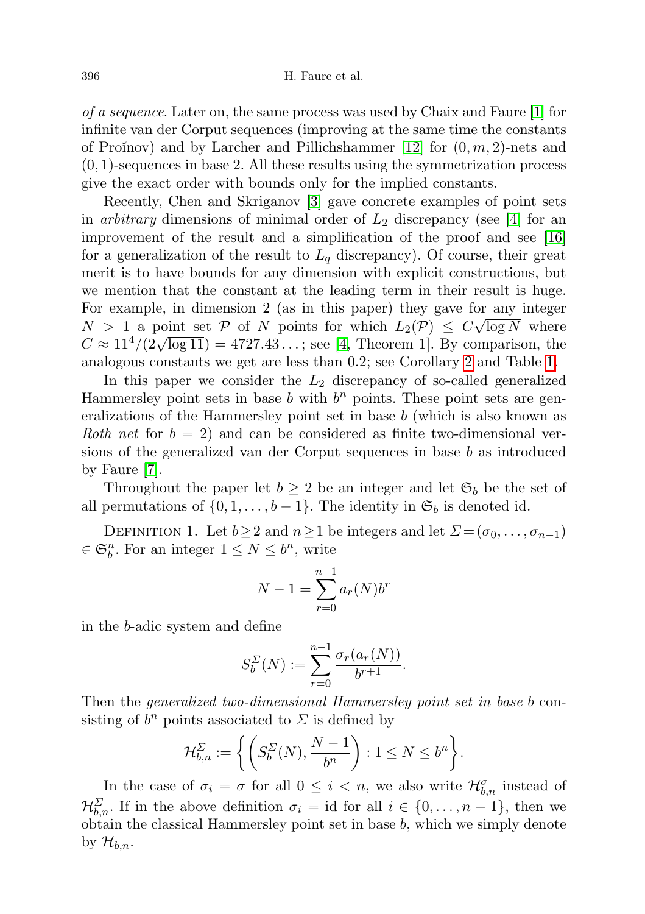*of a sequence*. Later on, the same process was used by Chaix and Faure [1] for infinite van der Corput sequences (improving at the same time the constants of Proĭnov) and by Larcher and Pillichshammer [12] for $(0, m, 2)$-nets and $(0, 1)$-sequences in base 2. All these results using the symmetrization process give the exact order with bounds only for the implied constants.

Recently, Chen and Skriganov [3] gave concrete examples of point sets in *arbitrary* dimensions of minimal order of $L_2$ discrepancy (see [4] for an improvement of the result and a simplification of the proof and see [16] for a generalization of the result to $L_q$ discrepancy). Of course, their great merit is to have bounds for any dimension with explicit constructions, but we mention that the constant at the leading term in their result is huge. For example, in dimension 2 (as in this paper) they gave for any integer $N > 1$ a point set $\mathcal{P}$ of $N$ points for which $L_2(\mathcal{P}) \leq C\sqrt{\log N}$ where $C \approx 11^4/(2\sqrt{\log 11}) = 4727.43\ldots$; see [4, Theorem 1]. By comparison, the analogous constants we get are less than 0.2; see Corollary 2 and Table 1.

In this paper we consider the $L_2$ discrepancy of so-called generalized Hammersley point sets in base $b$ with $b^n$ points. These point sets are generalizations of the Hammersley point set in base $b$ (which is also known as *Roth net* for $b = 2$) and can be considered as finite two-dimensional versions of the generalized van der Corput sequences in base $b$ as introduced by Faure [7].

Throughout the paper let $b \geq 2$ be an integer and let $\mathfrak{S}_b$ be the set of all permutations of $\{0, 1, \ldots, b-1\}$. The identity in $\mathfrak{S}_b$ is denoted id.

Definition 1. Let $b \geq 2$ and $n \geq 1$ be integers and let $\Sigma = (\sigma_0, \ldots, \sigma_{n-1}) \in \mathfrak{S}_b^n$. For an integer $1 \leq N \leq b^n$, write

$$N - 1 = \sum_{r=0}^{n-1} a_r(N) b^r$$

in the $b$-adic system and define

$$S_b^{\Sigma}(N) := \sum_{r=0}^{n-1} \frac{\sigma_r(a_r(N))}{b^{r+1}}.$$

Then the *generalized two-dimensional Hammersley point set in base* $b$ consisting of $b^n$ points associated to $\Sigma$ is defined by

$$\mathcal{H}_{b,n}^{\Sigma} := \left\{ \left( S_b^{\Sigma}(N), \frac{N-1}{b^n} \right) : 1 \leq N \leq b^n \right\}.$$

In the case of $\sigma_i = \sigma$ for all $0 \leq i < n$, we also write $\mathcal{H}_{b,n}^{\sigma}$ instead of $\mathcal{H}_{b,n}^{\Sigma}$. If in the above definition $\sigma_i = \mathrm{id}$ for all $i \in \{0, \ldots, n-1\}$, then we obtain the classical Hammersley point set in base $b$, which we simply denote by $\mathcal{H}_{b,n}$.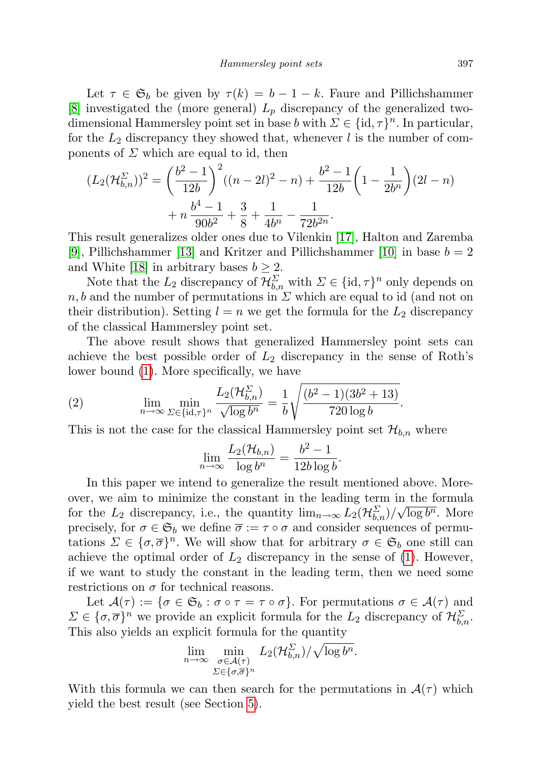Let $\tau \in \mathfrak{S}_b$ be given by $\tau(k) = b-1-k$. Faure and Pillichshammer [8] investigated the (more general) $L_p$ discrepancy of the generalized two-dimensional Hammersley point set in base $b$ with $\Sigma \in \{\mathrm{id}, \tau\}^n$. In particular, for the $L_2$ discrepancy they showed that, whenever $l$ is the number of components of $\Sigma$ which are equal to id, then

$$(L_2(\mathcal{H}_{b,n}^{\Sigma}))^2 = \left(\frac{b^2-1}{12b}\right)^2((n-2l)^2-n) + \frac{b^2-1}{12b}\left(1-\frac{1}{2b^n}\right)(2l-n) + n\,\frac{b^4-1}{90b^2} + \frac{3}{8} + \frac{1}{4b^n} - \frac{1}{72b^{2n}}.$$

This result generalizes older ones due to Vilenkin [17], Halton and Zaremba [9], Pillichshammer [13] and Kritzer and Pillichshammer [10] in base $b=2$ and White [18] in arbitrary bases $b \geq 2$.

Note that the $L_2$ discrepancy of $\mathcal{H}_{b,n}^{\Sigma}$ with $\Sigma \in \{\mathrm{id}, \tau\}^n$ only depends on $n, b$ and the number of permutations in $\Sigma$ which are equal to id (and not on their distribution). Setting $l = n$ we get the formula for the $L_2$ discrepancy of the classical Hammersley point set.

The above result shows that generalized Hammersley point sets can achieve the best possible order of $L_2$ discrepancy in the sense of Roth's lower bound (1). More specifically, we have

$$\lim_{n\to\infty} \min_{\Sigma\in\{\mathrm{id},\tau\}^n} \frac{L_2(\mathcal{H}_{b,n}^{\Sigma})}{\sqrt{\log b^n}} = \frac{1}{b}\sqrt{\frac{(b^2-1)(3b^2+13)}{720\log b}}. \tag{2}$$

This is not the case for the classical Hammersley point set $\mathcal{H}_{b,n}$ where

$$\lim_{n\to\infty} \frac{L_2(\mathcal{H}_{b,n})}{\log b^n} = \frac{b^2-1}{12b\log b}.$$

In this paper we intend to generalize the result mentioned above. Moreover, we aim to minimize the constant in the leading term in the formula for the $L_2$ discrepancy, i.e., the quantity $\lim_{n\to\infty} L_2(\mathcal{H}_{b,n}^{\Sigma})/\sqrt{\log b^n}$. More precisely, for $\sigma \in \mathfrak{S}_b$ we define $\overline{\sigma} := \tau \circ \sigma$ and consider sequences of permutations $\Sigma \in \{\sigma, \overline{\sigma}\}^n$. We will show that for arbitrary $\sigma \in \mathfrak{S}_b$ one still can achieve the optimal order of $L_2$ discrepancy in the sense of (1). However, if we want to study the constant in the leading term, then we need some restrictions on $\sigma$ for technical reasons.

Let $\mathcal{A}(\tau) := \{\sigma \in \mathfrak{S}_b : \sigma \circ \tau = \tau \circ \sigma\}$. For permutations $\sigma \in \mathcal{A}(\tau)$ and $\Sigma \in \{\sigma, \overline{\sigma}\}^n$ we provide an explicit formula for the $L_2$ discrepancy of $\mathcal{H}_{b,n}^{\Sigma}$. This also yields an explicit formula for the quantity

$$\lim_{n\to\infty} \min_{\substack{\sigma\in\mathcal{A}(\tau)\\ \Sigma\in\{\sigma,\overline{\sigma}\}^n}} L_2(\mathcal{H}_{b,n}^{\Sigma})/\sqrt{\log b^n}.$$

With this formula we can then search for the permutations in $\mathcal{A}(\tau)$ which yield the best result (see Section 5).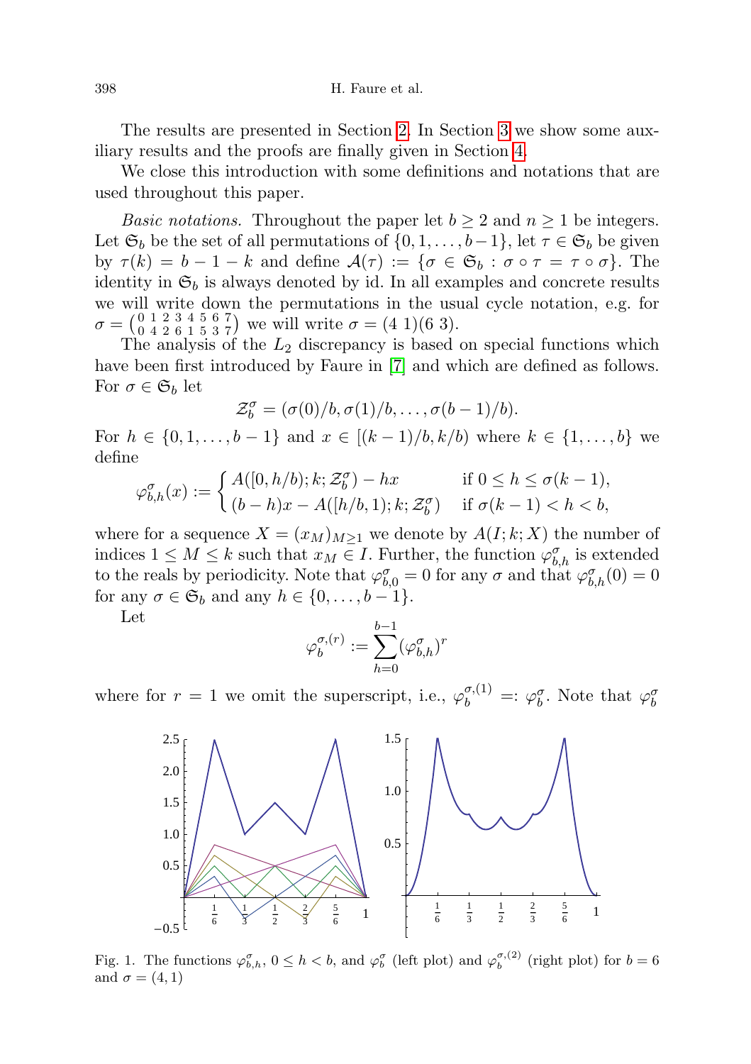The results are presented in Section 2. In Section 3 we show some auxiliary results and the proofs are finally given in Section 4.

We close this introduction with some definitions and notations that are used throughout this paper.

*Basic notations.* Throughout the paper let $b \geq 2$ and $n \geq 1$ be integers. Let $\mathfrak{S}_b$ be the set of all permutations of $\{0, 1, \ldots, b-1\}$, let $\tau \in \mathfrak{S}_b$ be given by $\tau(k) = b - 1 - k$ and define $\mathcal{A}(\tau) := \{\sigma \in \mathfrak{S}_b : \sigma \circ \tau = \tau \circ \sigma\}$. The identity in $\mathfrak{S}_b$ is always denoted by id. In all examples and concrete results we will write down the permutations in the usual cycle notation, e.g. for $\sigma = \binom{0\ 1\ 2\ 3\ 4\ 5\ 6\ 7}{0\ 4\ 2\ 6\ 1\ 5\ 3\ 7}$ we will write $\sigma = (4\ 1)(6\ 3)$.

The analysis of the $L_2$ discrepancy is based on special functions which have been first introduced by Faure in [7] and which are defined as follows. For $\sigma \in \mathfrak{S}_b$ let

$$\mathcal{Z}_b^\sigma = (\sigma(0)/b, \sigma(1)/b, \ldots, \sigma(b-1)/b).$$

For $h \in \{0, 1, \ldots, b-1\}$ and $x \in [(k-1)/b, k/b)$ where $k \in \{1, \ldots, b\}$ we define

$$\varphi_{b,h}^\sigma(x) := \begin{cases} A([0, h/b); k; \mathcal{Z}_b^\sigma) - hx & \text{if } 0 \leq h \leq \sigma(k-1), \\ (b-h)x - A([h/b, 1); k; \mathcal{Z}_b^\sigma) & \text{if } \sigma(k-1) < h < b, \end{cases}$$

where for a sequence $X = (x_M)_{M \geq 1}$ we denote by $A(I; k; X)$ the number of indices $1 \leq M \leq k$ such that $x_M \in I$. Further, the function $\varphi_{b,h}^\sigma$ is extended to the reals by periodicity. Note that $\varphi_{b,0}^\sigma = 0$ for any $\sigma$ and that $\varphi_{b,h}^\sigma(0) = 0$ for any $\sigma \in \mathfrak{S}_b$ and any $h \in \{0, \ldots, b-1\}$.

Let

$$\varphi_b^{\sigma,(r)} := \sum_{h=0}^{b-1} (\varphi_{b,h}^\sigma)^r$$

where for $r = 1$ we omit the superscript, i.e., $\varphi_b^{\sigma,(1)} =: \varphi_b^\sigma$. Note that $\varphi_b^\sigma$

Fig. 1. The functions $\varphi_{b,h}^\sigma$, $0 \leq h < b$, and $\varphi_b^\sigma$ (left plot) and $\varphi_b^{\sigma,(2)}$ (right plot) for $b = 6$ and $\sigma = (4, 1)$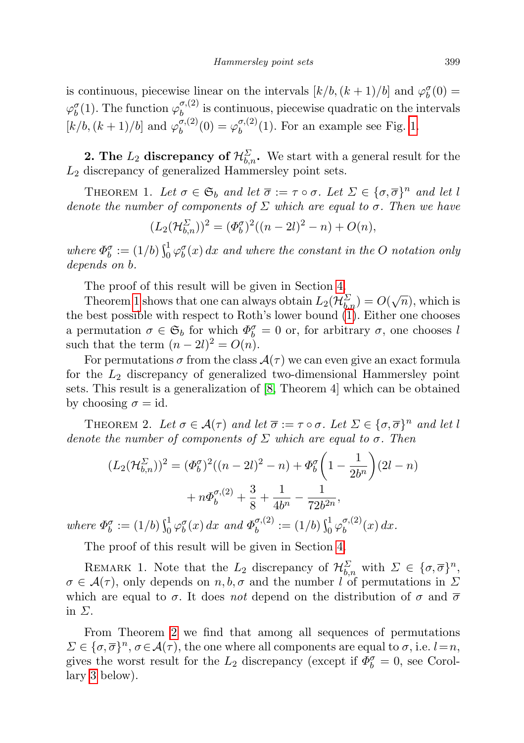is continuous, piecewise linear on the intervals $[k/b,(k+1)/b]$ and $\varphi_b^\sigma(0) = \varphi_b^\sigma(1)$. The function $\varphi_b^{\sigma,(2)}$ is continuous, piecewise quadratic on the intervals $[k/b,(k+1)/b]$ and $\varphi_b^{\sigma,(2)}(0) = \varphi_b^{\sigma,(2)}(1)$. For an example see Fig. 1.

**2. The $L_2$ discrepancy of $\mathcal{H}_{b,n}^{\Sigma}$.** We start with a general result for the $L_2$ discrepancy of generalized Hammersley point sets.

Theorem 1. *Let $\sigma \in \mathfrak{S}_b$ and let $\overline{\sigma} := \tau \circ \sigma$. Let $\Sigma \in \{\sigma, \overline{\sigma}\}^n$ and let $l$ denote the number of components of $\Sigma$ which are equal to $\sigma$. Then we have*

$$(L_2(\mathcal{H}_{b,n}^{\Sigma}))^2 = (\Phi_b^\sigma)^2((n-2l)^2 - n) + O(n),$$

*where $\Phi_b^\sigma := (1/b)\int_0^1 \varphi_b^\sigma(x)\,dx$ and where the constant in the $O$ notation only depends on $b$.*

The proof of this result will be given in Section 4.

Theorem 1 shows that one can always obtain $L_2(\mathcal{H}_{b,n}^{\Sigma}) = O(\sqrt{n})$, which is the best possible with respect to Roth's lower bound (1). Either one chooses a permutation $\sigma \in \mathfrak{S}_b$ for which $\Phi_b^\sigma = 0$ or, for arbitrary $\sigma$, one chooses $l$ such that the term $(n-2l)^2 = O(n)$.

For permutations $\sigma$ from the class $\mathcal{A}(\tau)$ we can even give an exact formula for the $L_2$ discrepancy of generalized two-dimensional Hammersley point sets. This result is a generalization of [8, Theorem 4] which can be obtained by choosing $\sigma = \mathrm{id}$.

Theorem 2. *Let $\sigma \in \mathcal{A}(\tau)$ and let $\overline{\sigma} := \tau \circ \sigma$. Let $\Sigma \in \{\sigma, \overline{\sigma}\}^n$ and let $l$ denote the number of components of $\Sigma$ which are equal to $\sigma$. Then*

$$(L_2(\mathcal{H}_{b,n}^{\Sigma}))^2 = (\Phi_b^\sigma)^2((n-2l)^2 - n) + \Phi_b^\sigma\left(1 - \frac{1}{2b^n}\right)(2l-n) + n\Phi_b^{\sigma,(2)} + \frac{3}{8} + \frac{1}{4b^n} - \frac{1}{72b^{2n}},$$

*where $\Phi_b^\sigma := (1/b)\int_0^1 \varphi_b^\sigma(x)\,dx$ and $\Phi_b^{\sigma,(2)} := (1/b)\int_0^1 \varphi_b^{\sigma,(2)}(x)\,dx$.*

The proof of this result will be given in Section 4.

Remark 1. Note that the $L_2$ discrepancy of $\mathcal{H}_{b,n}^{\Sigma}$ with $\Sigma \in \{\sigma, \overline{\sigma}\}^n$, $\sigma \in \mathcal{A}(\tau)$, only depends on $n, b, \sigma$ and the number $l$ of permutations in $\Sigma$ which are equal to $\sigma$. It does *not* depend on the distribution of $\sigma$ and $\overline{\sigma}$ in $\Sigma$.

From Theorem 2 we find that among all sequences of permutations $\Sigma \in \{\sigma, \overline{\sigma}\}^n$, $\sigma \in \mathcal{A}(\tau)$, the one where all components are equal to $\sigma$, i.e. $l = n$, gives the worst result for the $L_2$ discrepancy (except if $\Phi_b^\sigma = 0$, see Corollary 3 below).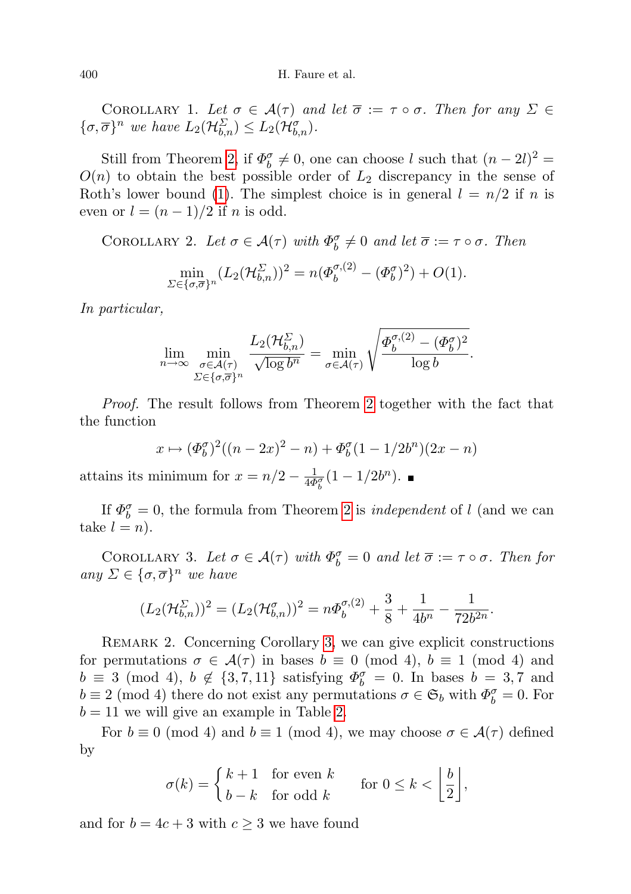Corollary 1. *Let $\sigma \in \mathcal{A}(\tau)$ and let $\overline{\sigma} := \tau \circ \sigma$. Then for any $\Sigma \in \{\sigma, \overline{\sigma}\}^n$ we have $L_2(\mathcal{H}_{b,n}^{\Sigma}) \le L_2(\mathcal{H}_{b,n}^{\sigma})$.*

Still from Theorem 2, if $\Phi_b^{\sigma} \neq 0$, one can choose $l$ such that $(n-2l)^2 = O(n)$ to obtain the best possible order of $L_2$ discrepancy in the sense of Roth's lower bound (1). The simplest choice is in general $l = n/2$ if $n$ is even or $l = (n-1)/2$ if $n$ is odd.

Corollary 2. *Let $\sigma \in \mathcal{A}(\tau)$ with $\Phi_b^{\sigma} \neq 0$ and let $\overline{\sigma} := \tau \circ \sigma$. Then*

$$\min_{\Sigma \in \{\sigma, \overline{\sigma}\}^n} (L_2(\mathcal{H}_{b,n}^{\Sigma}))^2 = n(\Phi_b^{\sigma,(2)} - (\Phi_b^{\sigma})^2) + O(1).$$

*In particular,*

$$\lim_{n \to \infty} \min_{\substack{\sigma \in \mathcal{A}(\tau) \\ \Sigma \in \{\sigma, \overline{\sigma}\}^n}} \frac{L_2(\mathcal{H}_{b,n}^{\Sigma})}{\sqrt{\log b^n}} = \min_{\sigma \in \mathcal{A}(\tau)} \sqrt{\frac{\Phi_b^{\sigma,(2)} - (\Phi_b^{\sigma})^2}{\log b}}.$$

*Proof.* The result follows from Theorem 2 together with the fact that the function

$$x \mapsto (\Phi_b^{\sigma})^2((n-2x)^2 - n) + \Phi_b^{\sigma}(1 - 1/2b^n)(2x - n)$$

attains its minimum for $x = n/2 - \frac{1}{4\Phi_b^{\sigma}}(1 - 1/2b^n)$. ∎

If $\Phi_b^{\sigma} = 0$, the formula from Theorem 2 is *independent* of $l$ (and we can take $l = n$).

Corollary 3. *Let $\sigma \in \mathcal{A}(\tau)$ with $\Phi_b^{\sigma} = 0$ and let $\overline{\sigma} := \tau \circ \sigma$. Then for any $\Sigma \in \{\sigma, \overline{\sigma}\}^n$ we have*

$$(L_2(\mathcal{H}_{b,n}^{\Sigma}))^2 = (L_2(\mathcal{H}_{b,n}^{\sigma}))^2 = n\Phi_b^{\sigma,(2)} + \frac{3}{8} + \frac{1}{4b^n} - \frac{1}{72b^{2n}}.$$

Remark 2. Concerning Corollary 3, we can give explicit constructions for permutations $\sigma \in \mathcal{A}(\tau)$ in bases $b \equiv 0 \pmod 4$, $b \equiv 1 \pmod 4$ and $b \equiv 3 \pmod 4$, $b \notin \{3, 7, 11\}$ satisfying $\Phi_b^{\sigma} = 0$. In bases $b = 3, 7$ and $b \equiv 2 \pmod 4$ there do not exist any permutations $\sigma \in \mathfrak{S}_b$ with $\Phi_b^{\sigma} = 0$. For $b = 11$ we will give an example in Table 2.

For $b \equiv 0 \pmod 4$ and $b \equiv 1 \pmod 4$, we may choose $\sigma \in \mathcal{A}(\tau)$ defined by

$$\sigma(k) = \begin{cases} k+1 & \text{for even } k \\ b-k & \text{for odd } k \end{cases} \qquad \text{for } 0 \le k < \left\lfloor \frac{b}{2} \right\rfloor,$$

and for $b = 4c + 3$ with $c \ge 3$ we have found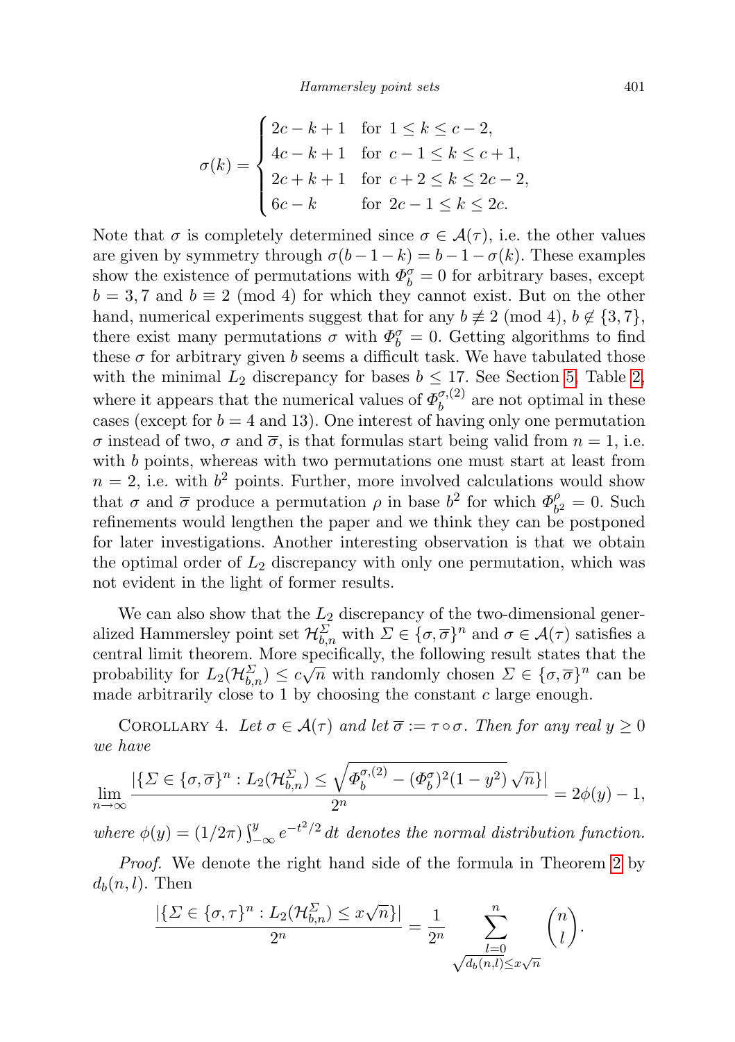$$\sigma(k) = \begin{cases} 2c-k+1 & \text{for } 1 \le k \le c-2, \\ 4c-k+1 & \text{for } c-1 \le k \le c+1, \\ 2c+k+1 & \text{for } c+2 \le k \le 2c-2, \\ 6c-k & \text{for } 2c-1 \le k \le 2c. \end{cases}$$

Note that $\sigma$ is completely determined since $\sigma \in \mathcal{A}(\tau)$, i.e. the other values are given by symmetry through $\sigma(b-1-k) = b-1-\sigma(k)$. These examples show the existence of permutations with $\Phi_b^\sigma = 0$ for arbitrary bases, except $b = 3, 7$ and $b \equiv 2 \pmod 4$ for which they cannot exist. But on the other hand, numerical experiments suggest that for any $b \not\equiv 2 \pmod 4$, $b \notin \{3, 7\}$, there exist many permutations $\sigma$ with $\Phi_b^\sigma = 0$. Getting algorithms to find these $\sigma$ for arbitrary given $b$ seems a difficult task. We have tabulated those with the minimal $L_2$ discrepancy for bases $b \le 17$. See Section 5, Table 2, where it appears that the numerical values of $\Phi_b^{\sigma,(2)}$ are not optimal in these cases (except for $b = 4$ and 13). One interest of having only one permutation $\sigma$ instead of two, $\sigma$ and $\overline{\sigma}$, is that formulas start being valid from $n = 1$, i.e. with $b$ points, whereas with two permutations one must start at least from $n = 2$, i.e. with $b^2$ points. Further, more involved calculations would show that $\sigma$ and $\overline{\sigma}$ produce a permutation $\rho$ in base $b^2$ for which $\Phi_{b^2}^\rho = 0$. Such refinements would lengthen the paper and we think they can be postponed for later investigations. Another interesting observation is that we obtain the optimal order of $L_2$ discrepancy with only one permutation, which was not evident in the light of former results.

We can also show that the $L_2$ discrepancy of the two-dimensional generalized Hammersley point set $\mathcal{H}_{b,n}^\Sigma$ with $\Sigma \in \{\sigma, \overline{\sigma}\}^n$ and $\sigma \in \mathcal{A}(\tau)$ satisfies a central limit theorem. More specifically, the following result states that the probability for $L_2(\mathcal{H}_{b,n}^\Sigma) \le c\sqrt{n}$ with randomly chosen $\Sigma \in \{\sigma, \overline{\sigma}\}^n$ can be made arbitrarily close to 1 by choosing the constant $c$ large enough.

Corollary 4. *Let $\sigma \in \mathcal{A}(\tau)$ and let $\overline{\sigma} := \tau \circ \sigma$. Then for any real $y \ge 0$ we have*

$$\lim_{n\to\infty} \frac{|\{\Sigma \in \{\sigma, \overline{\sigma}\}^n : L_2(\mathcal{H}_{b,n}^\Sigma) \le \sqrt{\Phi_b^{\sigma,(2)} - (\Phi_b^\sigma)^2(1-y^2)}\,\sqrt{n}\}|}{2^n} = 2\phi(y) - 1,$$

*where $\phi(y) = (1/2\pi)\int_{-\infty}^{y} e^{-t^2/2}\,dt$ denotes the normal distribution function.*

*Proof.* We denote the right hand side of the formula in Theorem 2 by $d_b(n,l)$. Then

$$\frac{|\{\Sigma \in \{\sigma, \tau\}^n : L_2(\mathcal{H}_{b,n}^\Sigma) \le x\sqrt{n}\}|}{2^n} = \frac{1}{2^n} \sum_{\substack{l=0 \\ \sqrt{d_b(n,l)} \le x\sqrt{n}}}^{n} \binom{n}{l}.$$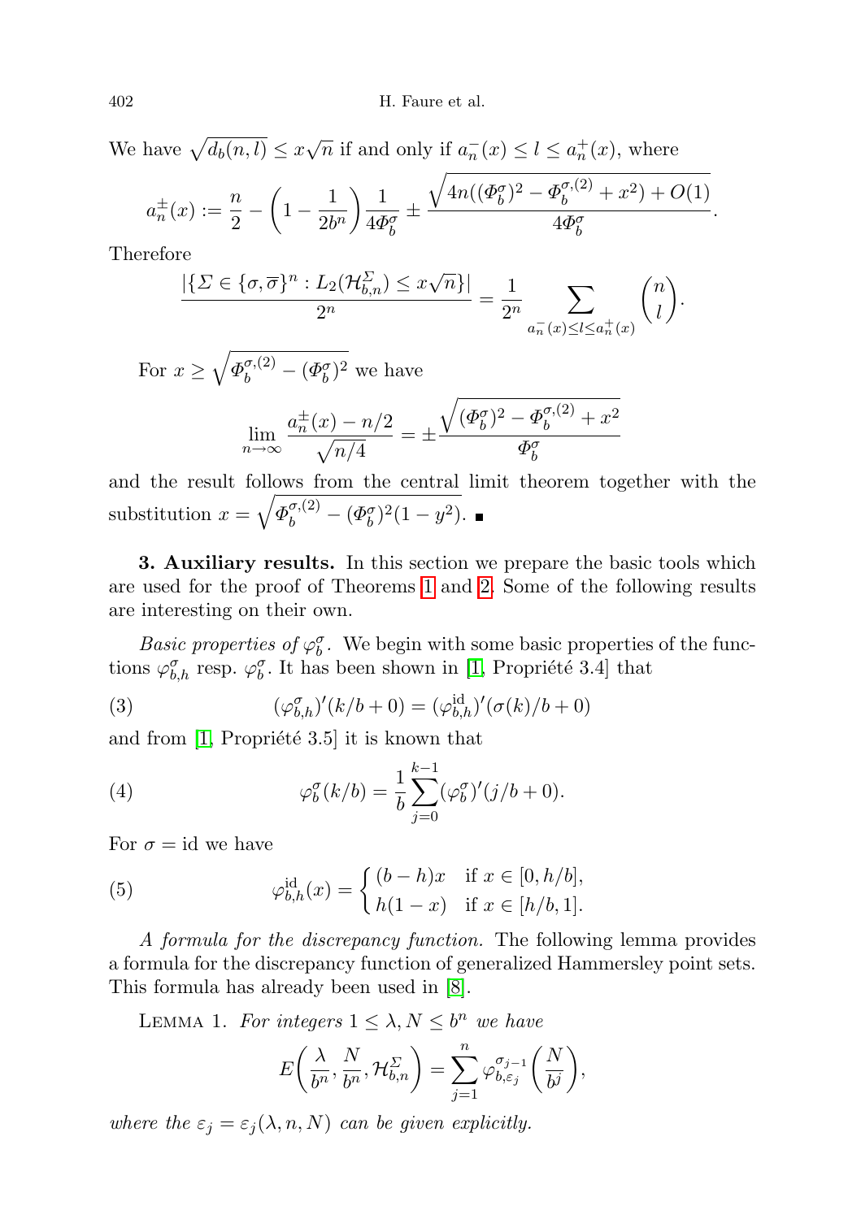We have $\sqrt{d_b(n,l)} \le x\sqrt{n}$ if and only if $a_n^-(x) \le l \le a_n^+(x)$, where

$$a_n^{\pm}(x) := \frac{n}{2} - \left(1 - \frac{1}{2b^n}\right)\frac{1}{4\Phi_b^\sigma} \pm \frac{\sqrt{4n((\Phi_b^\sigma)^2 - \Phi_b^{\sigma,(2)} + x^2) + O(1)}}{4\Phi_b^\sigma}.$$

Therefore

$$\frac{|\{\Sigma \in \{\sigma,\overline{\sigma}\}^n : L_2(\mathcal{H}_{b,n}^\Sigma) \le x\sqrt{n}\}|}{2^n} = \frac{1}{2^n}\sum_{a_n^-(x) \le l \le a_n^+(x)} \binom{n}{l}.$$

For $x \ge \sqrt{\Phi_b^{\sigma,(2)} - (\Phi_b^\sigma)^2}$ we have

$$\lim_{n\to\infty} \frac{a_n^{\pm}(x) - n/2}{\sqrt{n/4}} = \pm\frac{\sqrt{(\Phi_b^\sigma)^2 - \Phi_b^{\sigma,(2)} + x^2}}{\Phi_b^\sigma}$$

and the result follows from the central limit theorem together with the substitution $x = \sqrt{\Phi_b^{\sigma,(2)} - (\Phi_b^\sigma)^2(1-y^2)}$. ∎

**3. Auxiliary results.** In this section we prepare the basic tools which are used for the proof of Theorems 1 and 2. Some of the following results are interesting on their own.

*Basic properties of $\varphi_b^\sigma$.* We begin with some basic properties of the functions $\varphi_{b,h}^\sigma$ resp. $\varphi_b^\sigma$. It has been shown in [1, Propriété 3.4] that

$$(\varphi_{b,h}^\sigma)'(k/b + 0) = (\varphi_{b,h}^{\mathrm{id}})'(\sigma(k)/b + 0) \tag{3}$$

and from [1, Propriété 3.5] it is known that

$$\varphi_b^\sigma(k/b) = \frac{1}{b}\sum_{j=0}^{k-1} (\varphi_b^\sigma)'(j/b + 0). \tag{4}$$

For $\sigma = \mathrm{id}$ we have

$$\varphi_{b,h}^{\mathrm{id}}(x) = \begin{cases} (b-h)x & \text{if } x \in [0, h/b], \\ h(1-x) & \text{if } x \in [h/b, 1]. \end{cases} \tag{5}$$

*A formula for the discrepancy function.* The following lemma provides a formula for the discrepancy function of generalized Hammersley point sets. This formula has already been used in [8].

LEMMA 1. *For integers $1 \le \lambda, N \le b^n$ we have*

$$E\left(\frac{\lambda}{b^n}, \frac{N}{b^n}, \mathcal{H}_{b,n}^\Sigma\right) = \sum_{j=1}^n \varphi_{b,\varepsilon_j}^{\sigma_{j-1}}\left(\frac{N}{b^j}\right),$$

*where the $\varepsilon_j = \varepsilon_j(\lambda, n, N)$ can be given explicitly.*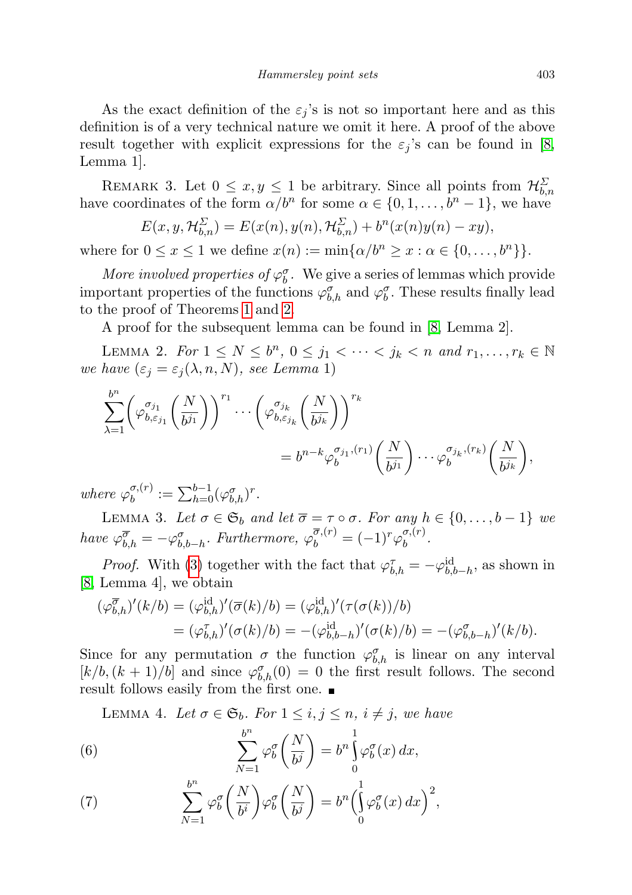As the exact definition of the $\varepsilon_j$'s is not so important here and as this definition is of a very technical nature we omit it here. A proof of the above result together with explicit expressions for the $\varepsilon_j$'s can be found in [8, Lemma 1].

Remark 3. Let $0 \le x, y \le 1$ be arbitrary. Since all points from $\mathcal{H}_{b,n}^{\Sigma}$ have coordinates of the form $\alpha/b^n$ for some $\alpha \in \{0, 1, \dots, b^n - 1\}$, we have

$$E(x, y, \mathcal{H}_{b,n}^{\Sigma}) = E(x(n), y(n), \mathcal{H}_{b,n}^{\Sigma}) + b^n(x(n)y(n) - xy),$$

where for $0 \le x \le 1$ we define $x(n) := \min\{\alpha/b^n \ge x : \alpha \in \{0, \dots, b^n\}\}$.

*More involved properties of $\varphi_b^\sigma$.* We give a series of lemmas which provide important properties of the functions $\varphi_{b,h}^\sigma$ and $\varphi_b^\sigma$. These results finally lead to the proof of Theorems 1 and 2.

A proof for the subsequent lemma can be found in [8, Lemma 2].

Lemma 2. *For $1 \le N \le b^n$, $0 \le j_1 < \dots < j_k < n$ and $r_1, \dots, r_k \in \mathbb{N}$ we have ($\varepsilon_j = \varepsilon_j(\lambda, n, N)$, see Lemma 1)*

$$\sum_{\lambda=1}^{b^n} \left(\varphi_{b,\varepsilon_{j_1}}^{\sigma_{j_1}}\left(\frac{N}{b^{j_1}}\right)\right)^{r_1} \cdots \left(\varphi_{b,\varepsilon_{j_k}}^{\sigma_{j_k}}\left(\frac{N}{b^{j_k}}\right)\right)^{r_k} = b^{n-k}\varphi_b^{\sigma_{j_1},(r_1)}\left(\frac{N}{b^{j_1}}\right) \cdots \varphi_b^{\sigma_{j_k},(r_k)}\left(\frac{N}{b^{j_k}}\right),$$

*where $\varphi_b^{\sigma,(r)} := \sum_{h=0}^{b-1} (\varphi_{b,h}^\sigma)^r$.*

Lemma 3. *Let $\sigma \in \mathfrak{S}_b$ and let $\overline{\sigma} = \tau \circ \sigma$. For any $h \in \{0, \dots, b-1\}$ we have $\varphi_{b,h}^{\overline{\sigma}} = -\varphi_{b,b-h}^\sigma$. Furthermore, $\varphi_b^{\overline{\sigma},(r)} = (-1)^r \varphi_b^{\sigma,(r)}$.*

*Proof.* With (3) together with the fact that $\varphi_{b,h}^\tau = -\varphi_{b,b-h}^{\mathrm{id}}$, as shown in [8, Lemma 4], we obtain

$$\begin{aligned}(\varphi_{b,h}^{\overline{\sigma}})'(k/b) &= (\varphi_{b,h}^{\mathrm{id}})'(\overline{\sigma}(k)/b) = (\varphi_{b,h}^{\mathrm{id}})'(\tau(\sigma(k))/b) \\ &= (\varphi_{b,h}^{\tau})'(\sigma(k)/b) = -(\varphi_{b,b-h}^{\mathrm{id}})'(\sigma(k)/b) = -(\varphi_{b,b-h}^{\sigma})'(k/b).\end{aligned}$$

Since for any permutation $\sigma$ the function $\varphi_{b,h}^\sigma$ is linear on any interval $[k/b, (k+1)/b]$ and since $\varphi_{b,h}^\sigma(0) = 0$ the first result follows. The second result follows easily from the first one. ∎

Lemma 4. *Let $\sigma \in \mathfrak{S}_b$. For $1 \le i, j \le n$, $i \ne j$, we have*

$$\sum_{N=1}^{b^n} \varphi_b^\sigma\left(\frac{N}{b^j}\right) = b^n \int_0^1 \varphi_b^\sigma(x)\,dx, \tag{6}$$

$$\sum_{N=1}^{b^n} \varphi_b^\sigma\left(\frac{N}{b^i}\right)\varphi_b^\sigma\left(\frac{N}{b^j}\right) = b^n \Big(\int_0^1 \varphi_b^\sigma(x)\,dx\Big)^2, \tag{7}$$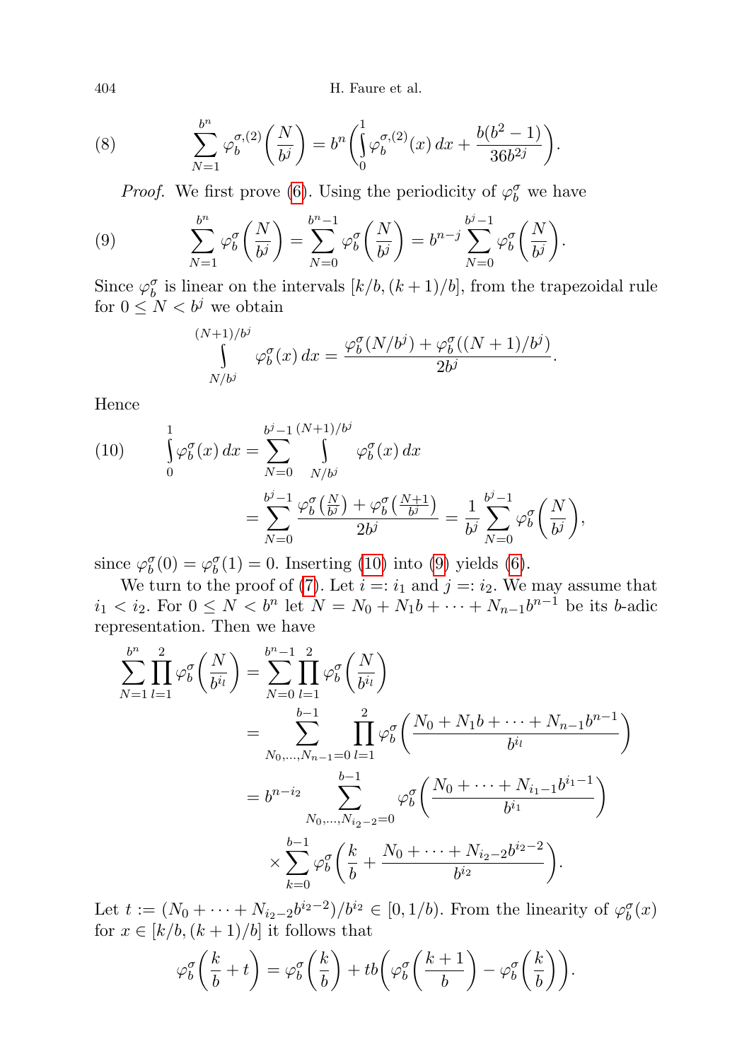$$\sum_{N=1}^{b^n} \varphi_b^{\sigma,(2)}\left(\frac{N}{b^j}\right) = b^n\left(\int_0^1 \varphi_b^{\sigma,(2)}(x)\,dx + \frac{b(b^2-1)}{36b^{2j}}\right). \tag{8}$$

*Proof.* We first prove (6). Using the periodicity of $\varphi_b^\sigma$ we have

$$\sum_{N=1}^{b^n} \varphi_b^{\sigma}\left(\frac{N}{b^j}\right) = \sum_{N=0}^{b^n-1} \varphi_b^{\sigma}\left(\frac{N}{b^j}\right) = b^{n-j}\sum_{N=0}^{b^j-1} \varphi_b^{\sigma}\left(\frac{N}{b^j}\right). \tag{9}$$

Since $\varphi_b^\sigma$ is linear on the intervals $[k/b,(k+1)/b]$, from the trapezoidal rule for $0 \le N < b^j$ we obtain

$$\int_{N/b^j}^{(N+1)/b^j} \varphi_b^\sigma(x)\,dx = \frac{\varphi_b^\sigma(N/b^j) + \varphi_b^\sigma((N+1)/b^j)}{2b^j}.$$

Hence

$$\begin{aligned}\int_0^1 \varphi_b^\sigma(x)\,dx &= \sum_{N=0}^{b^j-1}\int_{N/b^j}^{(N+1)/b^j} \varphi_b^\sigma(x)\,dx \\ &= \sum_{N=0}^{b^j-1} \frac{\varphi_b^\sigma\left(\frac{N}{b^j}\right) + \varphi_b^\sigma\left(\frac{N+1}{b^j}\right)}{2b^j} = \frac{1}{b^j}\sum_{N=0}^{b^j-1}\varphi_b^\sigma\left(\frac{N}{b^j}\right),\end{aligned} \tag{10}$$

since $\varphi_b^\sigma(0) = \varphi_b^\sigma(1) = 0$. Inserting (10) into (9) yields (6).

We turn to the proof of (7). Let $i =: i_1$ and $j =: i_2$. We may assume that $i_1 < i_2$. For $0 \le N < b^n$ let $N = N_0 + N_1 b + \cdots + N_{n-1}b^{n-1}$ be its $b$-adic representation. Then we have

$$\begin{aligned}\sum_{N=1}^{b^n}\prod_{l=1}^{2}\varphi_b^\sigma\left(\frac{N}{b^{i_l}}\right) &= \sum_{N=0}^{b^n-1}\prod_{l=1}^{2}\varphi_b^\sigma\left(\frac{N}{b^{i_l}}\right) \\ &= \sum_{N_0,\dots,N_{n-1}=0}^{b-1}\prod_{l=1}^{2}\varphi_b^\sigma\left(\frac{N_0 + N_1 b + \cdots + N_{n-1}b^{n-1}}{b^{i_l}}\right) \\ &= b^{n-i_2}\sum_{N_0,\dots,N_{i_2-2}=0}^{b-1}\varphi_b^\sigma\left(\frac{N_0 + \cdots + N_{i_1-1}b^{i_1-1}}{b^{i_1}}\right) \\ &\qquad \times \sum_{k=0}^{b-1}\varphi_b^\sigma\left(\frac{k}{b} + \frac{N_0 + \cdots + N_{i_2-2}b^{i_2-2}}{b^{i_2}}\right).\end{aligned}$$

Let $t := (N_0 + \cdots + N_{i_2-2}b^{i_2-2})/b^{i_2} \in [0,1/b)$. From the linearity of $\varphi_b^\sigma(x)$ for $x \in [k/b,(k+1)/b]$ it follows that

$$\varphi_b^\sigma\left(\frac{k}{b} + t\right) = \varphi_b^\sigma\left(\frac{k}{b}\right) + tb\left(\varphi_b^\sigma\left(\frac{k+1}{b}\right) - \varphi_b^\sigma\left(\frac{k}{b}\right)\right).$$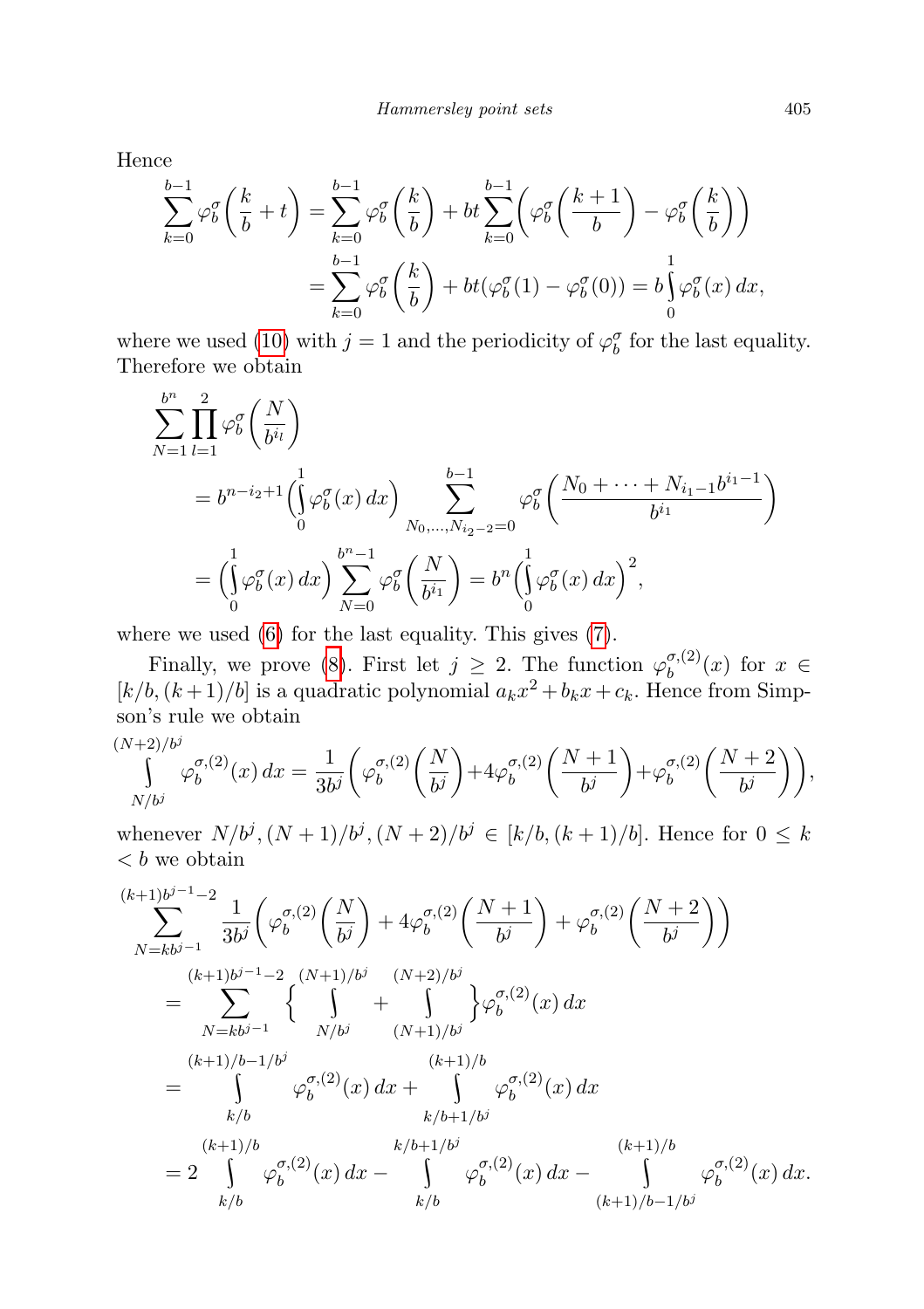Hence

$$\sum_{k=0}^{b-1} \varphi_b^\sigma\left(\frac{k}{b}+t\right) = \sum_{k=0}^{b-1} \varphi_b^\sigma\left(\frac{k}{b}\right) + bt\sum_{k=0}^{b-1}\left(\varphi_b^\sigma\left(\frac{k+1}{b}\right) - \varphi_b^\sigma\left(\frac{k}{b}\right)\right)$$
$$= \sum_{k=0}^{b-1} \varphi_b^\sigma\left(\frac{k}{b}\right) + bt(\varphi_b^\sigma(1) - \varphi_b^\sigma(0)) = b\int_0^1 \varphi_b^\sigma(x)\,dx,$$

where we used (10) with $j = 1$ and the periodicity of $\varphi_b^\sigma$ for the last equality. Therefore we obtain

$$\sum_{N=1}^{b^n} \prod_{l=1}^{2} \varphi_b^\sigma\left(\frac{N}{b^{i_l}}\right)$$
$$= b^{n-i_2+1}\left(\int_0^1 \varphi_b^\sigma(x)\,dx\right) \sum_{N_0,\dots,N_{i_2-2}=0}^{b-1} \varphi_b^\sigma\left(\frac{N_0+\dots+N_{i_1-1}b^{i_1-1}}{b^{i_1}}\right)$$
$$= \left(\int_0^1 \varphi_b^\sigma(x)\,dx\right) \sum_{N=0}^{b^n-1} \varphi_b^\sigma\left(\frac{N}{b^{i_1}}\right) = b^n\left(\int_0^1 \varphi_b^\sigma(x)\,dx\right)^2,$$

where we used (6) for the last equality. This gives (7).

Finally, we prove (8). First let $j \geq 2$. The function $\varphi_b^{\sigma,(2)}(x)$ for $x \in [k/b,(k+1)/b]$ is a quadratic polynomial $a_k x^2 + b_k x + c_k$. Hence from Simpson's rule we obtain

$$\int_{N/b^j}^{(N+2)/b^j} \varphi_b^{\sigma,(2)}(x)\,dx = \frac{1}{3b^j}\left(\varphi_b^{\sigma,(2)}\left(\frac{N}{b^j}\right) + 4\varphi_b^{\sigma,(2)}\left(\frac{N+1}{b^j}\right) + \varphi_b^{\sigma,(2)}\left(\frac{N+2}{b^j}\right)\right),$$

whenever $N/b^j, (N+1)/b^j, (N+2)/b^j \in [k/b,(k+1)/b]$. Hence for $0 \leq k < b$ we obtain

$$\sum_{N=kb^{j-1}}^{(k+1)b^{j-1}-2} \frac{1}{3b^j}\left(\varphi_b^{\sigma,(2)}\left(\frac{N}{b^j}\right) + 4\varphi_b^{\sigma,(2)}\left(\frac{N+1}{b^j}\right) + \varphi_b^{\sigma,(2)}\left(\frac{N+2}{b^j}\right)\right)$$
$$= \sum_{N=kb^{j-1}}^{(k+1)b^{j-1}-2} \left\{ \int_{N/b^j}^{(N+1)/b^j} + \int_{(N+1)/b^j}^{(N+2)/b^j} \right\} \varphi_b^{\sigma,(2)}(x)\,dx$$
$$= \int_{k/b}^{(k+1)/b-1/b^j} \varphi_b^{\sigma,(2)}(x)\,dx + \int_{k/b+1/b^j}^{(k+1)/b} \varphi_b^{\sigma,(2)}(x)\,dx$$
$$= 2\int_{k/b}^{(k+1)/b} \varphi_b^{\sigma,(2)}(x)\,dx - \int_{k/b}^{k/b+1/b^j} \varphi_b^{\sigma,(2)}(x)\,dx - \int_{(k+1)/b-1/b^j}^{(k+1)/b} \varphi_b^{\sigma,(2)}(x)\,dx.$$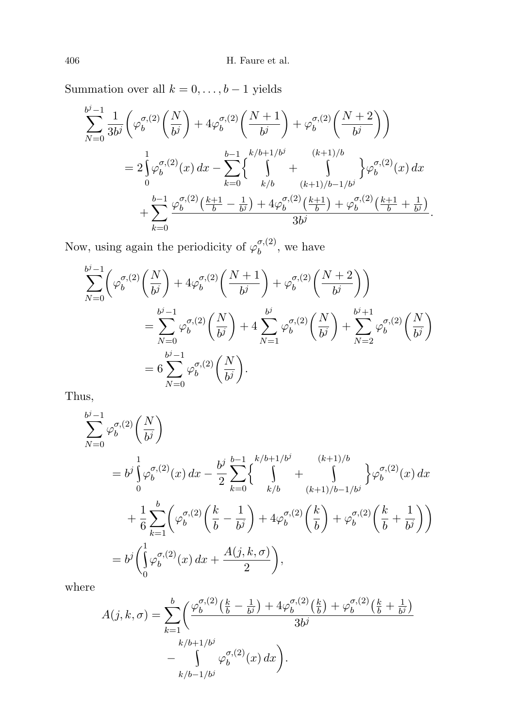Summation over all $k = 0, \dots, b-1$ yields

$$\sum_{N=0}^{b^j-1} \frac{1}{3b^j}\left(\varphi_b^{\sigma,(2)}\left(\frac{N}{b^j}\right) + 4\varphi_b^{\sigma,(2)}\left(\frac{N+1}{b^j}\right) + \varphi_b^{\sigma,(2)}\left(\frac{N+2}{b^j}\right)\right)$$

$$= 2\int_0^1 \varphi_b^{\sigma,(2)}(x)\,dx - \sum_{k=0}^{b-1}\left\{\int_{k/b}^{k/b+1/b^j} + \int_{(k+1)/b-1/b^j}^{(k+1)/b}\right\}\varphi_b^{\sigma,(2)}(x)\,dx$$

$$+ \sum_{k=0}^{b-1} \frac{\varphi_b^{\sigma,(2)}\left(\frac{k+1}{b} - \frac{1}{b^j}\right) + 4\varphi_b^{\sigma,(2)}\left(\frac{k+1}{b}\right) + \varphi_b^{\sigma,(2)}\left(\frac{k+1}{b} + \frac{1}{b^j}\right)}{3b^j}.$$

Now, using again the periodicity of $\varphi_b^{\sigma,(2)}$, we have

$$\sum_{N=0}^{b^j-1}\left(\varphi_b^{\sigma,(2)}\left(\frac{N}{b^j}\right) + 4\varphi_b^{\sigma,(2)}\left(\frac{N+1}{b^j}\right) + \varphi_b^{\sigma,(2)}\left(\frac{N+2}{b^j}\right)\right)$$

$$= \sum_{N=0}^{b^j-1} \varphi_b^{\sigma,(2)}\left(\frac{N}{b^j}\right) + 4\sum_{N=1}^{b^j} \varphi_b^{\sigma,(2)}\left(\frac{N}{b^j}\right) + \sum_{N=2}^{b^j+1} \varphi_b^{\sigma,(2)}\left(\frac{N}{b^j}\right)$$

$$= 6\sum_{N=0}^{b^j-1} \varphi_b^{\sigma,(2)}\left(\frac{N}{b^j}\right).$$

Thus,

$$\sum_{N=0}^{b^j-1} \varphi_b^{\sigma,(2)}\left(\frac{N}{b^j}\right)$$

$$= b^j\int_0^1 \varphi_b^{\sigma,(2)}(x)\,dx - \frac{b^j}{2}\sum_{k=0}^{b-1}\left\{\int_{k/b}^{k/b+1/b^j} + \int_{(k+1)/b-1/b^j}^{(k+1)/b}\right\}\varphi_b^{\sigma,(2)}(x)\,dx$$

$$+ \frac{1}{6}\sum_{k=1}^{b}\left(\varphi_b^{\sigma,(2)}\left(\frac{k}{b} - \frac{1}{b^j}\right) + 4\varphi_b^{\sigma,(2)}\left(\frac{k}{b}\right) + \varphi_b^{\sigma,(2)}\left(\frac{k}{b} + \frac{1}{b^j}\right)\right)$$

$$= b^j\left(\int_0^1 \varphi_b^{\sigma,(2)}(x)\,dx + \frac{A(j,k,\sigma)}{2}\right),$$

where

$$A(j,k,\sigma) = \sum_{k=1}^{b}\left(\frac{\varphi_b^{\sigma,(2)}\left(\frac{k}{b} - \frac{1}{b^j}\right) + 4\varphi_b^{\sigma,(2)}\left(\frac{k}{b}\right) + \varphi_b^{\sigma,(2)}\left(\frac{k}{b} + \frac{1}{b^j}\right)}{3b^j} - \int_{k/b-1/b^j}^{k/b+1/b^j} \varphi_b^{\sigma,(2)}(x)\,dx\right).$$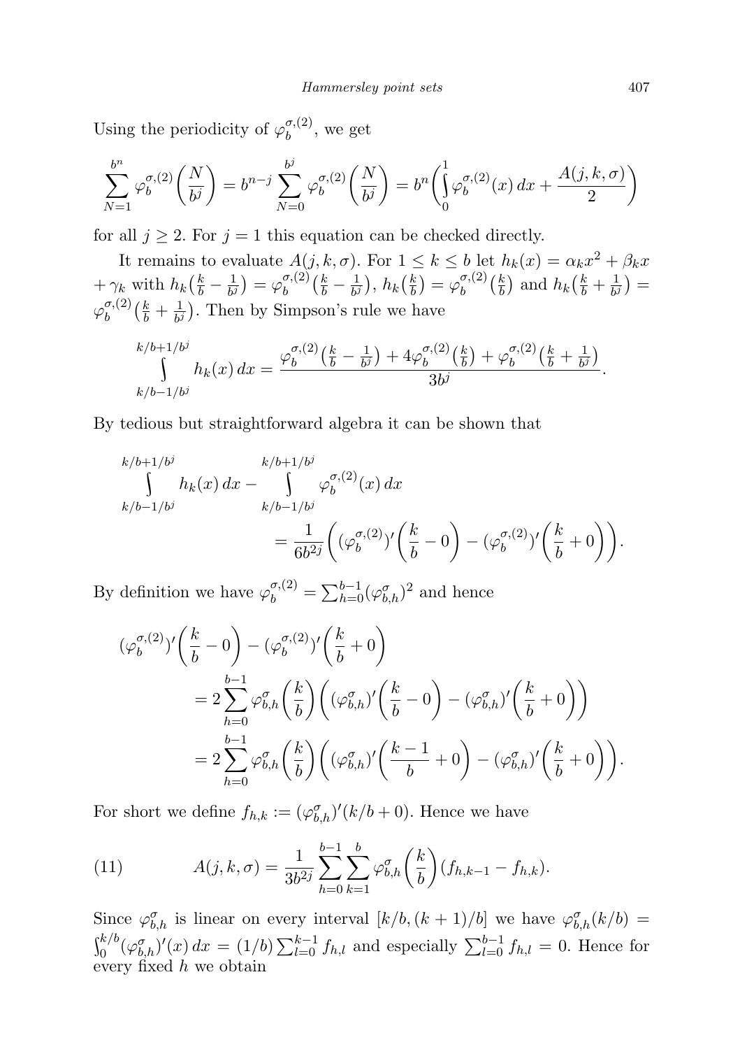Using the periodicity of $\varphi_b^{\sigma,(2)}$, we get

$$\sum_{N=1}^{b^n} \varphi_b^{\sigma,(2)}\left(\frac{N}{b^j}\right) = b^{n-j} \sum_{N=0}^{b^j} \varphi_b^{\sigma,(2)}\left(\frac{N}{b^j}\right) = b^n \left( \int_0^1 \varphi_b^{\sigma,(2)}(x)\,dx + \frac{A(j,k,\sigma)}{2} \right)$$

for all $j \geq 2$. For $j = 1$ this equation can be checked directly.

It remains to evaluate $A(j,k,\sigma)$. For $1 \leq k \leq b$ let $h_k(x) = \alpha_k x^2 + \beta_k x + \gamma_k$ with $h_k\big(\frac{k}{b} - \frac{1}{b^j}\big) = \varphi_b^{\sigma,(2)}\big(\frac{k}{b} - \frac{1}{b^j}\big)$, $h_k\big(\frac{k}{b}\big) = \varphi_b^{\sigma,(2)}\big(\frac{k}{b}\big)$ and $h_k\big(\frac{k}{b} + \frac{1}{b^j}\big) = \varphi_b^{\sigma,(2)}\big(\frac{k}{b} + \frac{1}{b^j}\big)$. Then by Simpson's rule we have

$$\int_{k/b-1/b^j}^{k/b+1/b^j} h_k(x)\,dx = \frac{\varphi_b^{\sigma,(2)}\big(\frac{k}{b} - \frac{1}{b^j}\big) + 4\varphi_b^{\sigma,(2)}\big(\frac{k}{b}\big) + \varphi_b^{\sigma,(2)}\big(\frac{k}{b} + \frac{1}{b^j}\big)}{3b^j}.$$

By tedious but straightforward algebra it can be shown that

$$\int_{k/b-1/b^j}^{k/b+1/b^j} h_k(x)\,dx - \int_{k/b-1/b^j}^{k/b+1/b^j} \varphi_b^{\sigma,(2)}(x)\,dx = \frac{1}{6b^{2j}}\left( (\varphi_b^{\sigma,(2)})'\left(\frac{k}{b} - 0\right) - (\varphi_b^{\sigma,(2)})'\left(\frac{k}{b} + 0\right) \right).$$

By definition we have $\varphi_b^{\sigma,(2)} = \sum_{h=0}^{b-1} (\varphi_{b,h}^{\sigma})^2$ and hence

$$\begin{aligned}
(\varphi_b^{\sigma,(2)})'\left(\frac{k}{b} - 0\right) - (\varphi_b^{\sigma,(2)})'\left(\frac{k}{b} + 0\right)
&= 2\sum_{h=0}^{b-1} \varphi_{b,h}^{\sigma}\left(\frac{k}{b}\right)\left( (\varphi_{b,h}^{\sigma})'\left(\frac{k}{b} - 0\right) - (\varphi_{b,h}^{\sigma})'\left(\frac{k}{b} + 0\right) \right) \\
&= 2\sum_{h=0}^{b-1} \varphi_{b,h}^{\sigma}\left(\frac{k}{b}\right)\left( (\varphi_{b,h}^{\sigma})'\left(\frac{k-1}{b} + 0\right) - (\varphi_{b,h}^{\sigma})'\left(\frac{k}{b} + 0\right) \right).
\end{aligned}$$

For short we define $f_{h,k} := (\varphi_{b,h}^{\sigma})'(k/b + 0)$. Hence we have

$$A(j,k,\sigma) = \frac{1}{3b^{2j}} \sum_{h=0}^{b-1} \sum_{k=1}^{b} \varphi_{b,h}^{\sigma}\left(\frac{k}{b}\right)(f_{h,k-1} - f_{h,k}). \tag{11}$$

Since $\varphi_{b,h}^{\sigma}$ is linear on every interval $[k/b, (k+1)/b]$ we have $\varphi_{b,h}^{\sigma}(k/b) = \int_0^{k/b} (\varphi_{b,h}^{\sigma})'(x)\,dx = (1/b)\sum_{l=0}^{k-1} f_{h,l}$ and especially $\sum_{l=0}^{b-1} f_{h,l} = 0$. Hence for every fixed $h$ we obtain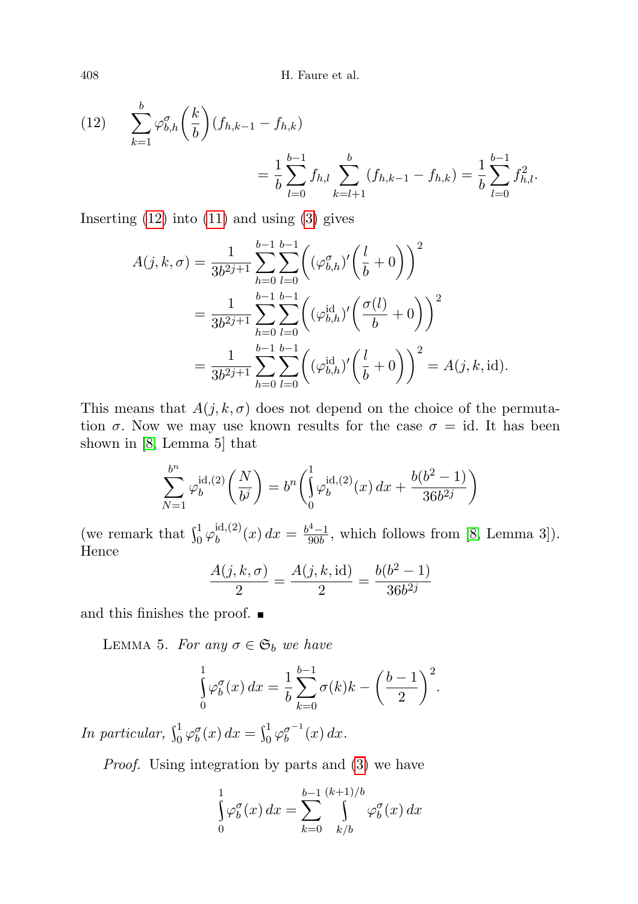$$
(12) \qquad \sum_{k=1}^{b} \varphi_{b,h}^{\sigma}\left(\frac{k}{b}\right)(f_{h,k-1} - f_{h,k}) = \frac{1}{b}\sum_{l=0}^{b-1} f_{h,l} \sum_{k=l+1}^{b} (f_{h,k-1} - f_{h,k}) = \frac{1}{b}\sum_{l=0}^{b-1} f_{h,l}^2.
$$

Inserting (12) into (11) and using (3) gives

$$
\begin{aligned}
A(j,k,\sigma) &= \frac{1}{3b^{2j+1}} \sum_{h=0}^{b-1}\sum_{l=0}^{b-1} \left( (\varphi_{b,h}^{\sigma})'\left(\frac{l}{b}+0\right)\right)^2 \\
&= \frac{1}{3b^{2j+1}} \sum_{h=0}^{b-1}\sum_{l=0}^{b-1} \left( (\varphi_{b,h}^{\mathrm{id}})'\left(\frac{\sigma(l)}{b}+0\right)\right)^2 \\
&= \frac{1}{3b^{2j+1}} \sum_{h=0}^{b-1}\sum_{l=0}^{b-1} \left( (\varphi_{b,h}^{\mathrm{id}})'\left(\frac{l}{b}+0\right)\right)^2 = A(j,k,\mathrm{id}).
\end{aligned}
$$

This means that $A(j,k,\sigma)$ does not depend on the choice of the permutation $\sigma$. Now we may use known results for the case $\sigma = \mathrm{id}$. It has been shown in [8, Lemma 5] that

$$
\sum_{N=1}^{b^n} \varphi_b^{\mathrm{id},(2)}\left(\frac{N}{b^j}\right) = b^n\left(\int_0^1 \varphi_b^{\mathrm{id},(2)}(x)\,dx + \frac{b(b^2-1)}{36b^{2j}}\right)
$$

(we remark that $\int_0^1 \varphi_b^{\mathrm{id},(2)}(x)\,dx = \frac{b^4-1}{90b}$, which follows from [8, Lemma 3]). Hence

$$
\frac{A(j,k,\sigma)}{2} = \frac{A(j,k,\mathrm{id})}{2} = \frac{b(b^2-1)}{36b^{2j}}
$$

and this finishes the proof. ∎

Lemma 5. *For any $\sigma \in \mathfrak{S}_b$ we have*

$$
\int_0^1 \varphi_b^{\sigma}(x)\,dx = \frac{1}{b}\sum_{k=0}^{b-1} \sigma(k)k - \left(\frac{b-1}{2}\right)^2.
$$

*In particular,* $\int_0^1 \varphi_b^{\sigma}(x)\,dx = \int_0^1 \varphi_b^{\sigma^{-1}}(x)\,dx$.

*Proof.* Using integration by parts and (3) we have

$$
\int_0^1 \varphi_b^{\sigma}(x)\,dx = \sum_{k=0}^{b-1} \int_{k/b}^{(k+1)/b} \varphi_b^{\sigma}(x)\,dx
$$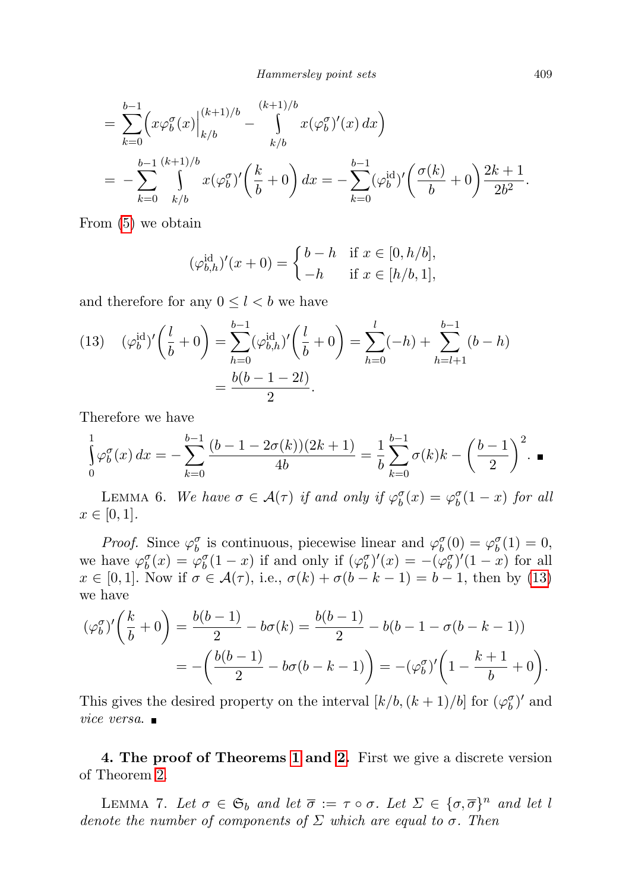$$= \sum_{k=0}^{b-1}\Big( x\varphi_b^\sigma(x)\Big|_{k/b}^{(k+1)/b} - \int\limits_{k/b}^{(k+1)/b} x(\varphi_b^\sigma)'(x)\,dx\Big)$$

$$= -\sum_{k=0}^{b-1}\int\limits_{k/b}^{(k+1)/b} x(\varphi_b^\sigma)'\Big(\frac{k}{b}+0\Big)\,dx = -\sum_{k=0}^{b-1}(\varphi_b^{\mathrm{id}})'\Big(\frac{\sigma(k)}{b}+0\Big)\frac{2k+1}{2b^2}.$$

From (5) we obtain

$$(\varphi_{b,h}^{\mathrm{id}})'(x+0) = \begin{cases} b-h & \text{if } x\in[0,h/b],\\ -h & \text{if } x\in[h/b,1],\end{cases}$$

and therefore for any $0 \le l < b$ we have

$$(13)\quad (\varphi_b^{\mathrm{id}})'\Big(\frac{l}{b}+0\Big) = \sum_{h=0}^{b-1}(\varphi_{b,h}^{\mathrm{id}})'\Big(\frac{l}{b}+0\Big) = \sum_{h=0}^{l}(-h) + \sum_{h=l+1}^{b-1}(b-h) = \frac{b(b-1-2l)}{2}.$$

Therefore we have

$$\int\limits_0^1 \varphi_b^\sigma(x)\,dx = -\sum_{k=0}^{b-1}\frac{(b-1-2\sigma(k))(2k+1)}{4b} = \frac{1}{b}\sum_{k=0}^{b-1}\sigma(k)k - \Big(\frac{b-1}{2}\Big)^2. \ \blacksquare$$

Lemma 6. *We have $\sigma\in\mathcal{A}(\tau)$ if and only if $\varphi_b^\sigma(x) = \varphi_b^\sigma(1-x)$ for all $x\in[0,1]$.*

*Proof.* Since $\varphi_b^\sigma$ is continuous, piecewise linear and $\varphi_b^\sigma(0)=\varphi_b^\sigma(1)=0$, we have $\varphi_b^\sigma(x)=\varphi_b^\sigma(1-x)$ if and only if $(\varphi_b^\sigma)'(x) = -(\varphi_b^\sigma)'(1-x)$ for all $x\in[0,1]$. Now if $\sigma\in\mathcal{A}(\tau)$, i.e., $\sigma(k)+\sigma(b-k-1)=b-1$, then by (13) we have

$$(\varphi_b^\sigma)'\Big(\frac{k}{b}+0\Big) = \frac{b(b-1)}{2} - b\sigma(k) = \frac{b(b-1)}{2} - b(b-1-\sigma(b-k-1))$$
$$= -\Big(\frac{b(b-1)}{2} - b\sigma(b-k-1)\Big) = -(\varphi_b^\sigma)'\Big(1-\frac{k+1}{b}+0\Big).$$

This gives the desired property on the interval $[k/b,(k+1)/b]$ for $(\varphi_b^\sigma)'$ and *vice versa*. $\blacksquare$

**4. The proof of Theorems 1 and 2.** First we give a discrete version of Theorem 2.

Lemma 7. *Let $\sigma\in\mathfrak{S}_b$ and let $\overline{\sigma} := \tau\circ\sigma$. Let $\Sigma\in\{\sigma,\overline{\sigma}\}^n$ and let $l$ denote the number of components of $\Sigma$ which are equal to $\sigma$. Then*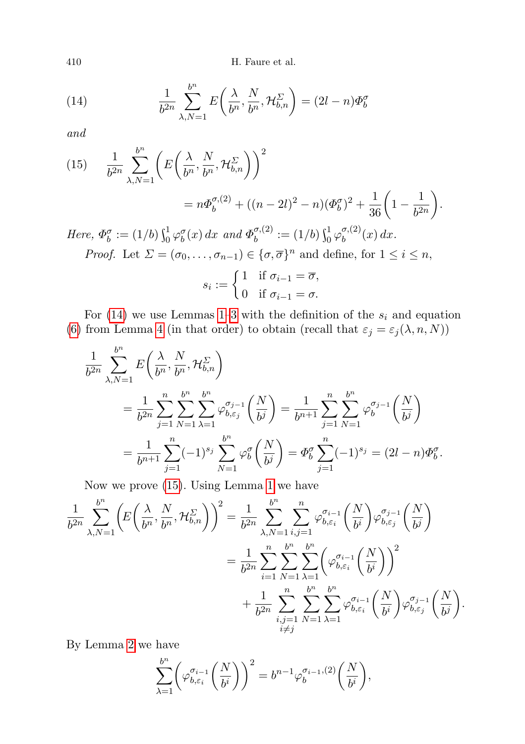$$\frac{1}{b^{2n}} \sum_{\lambda, N=1}^{b^n} E\left(\frac{\lambda}{b^n}, \frac{N}{b^n}, \mathcal{H}_{b,n}^{\Sigma}\right) = (2l - n)\Phi_b^{\sigma} \tag{14}$$

*and*

$$\frac{1}{b^{2n}} \sum_{\lambda, N=1}^{b^n} \left(E\left(\frac{\lambda}{b^n}, \frac{N}{b^n}, \mathcal{H}_{b,n}^{\Sigma}\right)\right)^2 = n\Phi_b^{\sigma,(2)} + ((n-2l)^2 - n)(\Phi_b^{\sigma})^2 + \frac{1}{36}\left(1 - \frac{1}{b^{2n}}\right). \tag{15}$$

*Here,* $\Phi_b^{\sigma} := (1/b)\int_0^1 \varphi_b^{\sigma}(x)\,dx$ *and* $\Phi_b^{\sigma,(2)} := (1/b)\int_0^1 \varphi_b^{\sigma,(2)}(x)\,dx$.

*Proof.* Let $\Sigma = (\sigma_0, \ldots, \sigma_{n-1}) \in \{\sigma, \overline{\sigma}\}^n$ and define, for $1 \leq i \leq n$,

$$s_i := \begin{cases} 1 & \text{if } \sigma_{i-1} = \overline{\sigma}, \\ 0 & \text{if } \sigma_{i-1} = \sigma. \end{cases}$$

For (14) we use Lemmas 1–3 with the definition of the $s_i$ and equation (6) from Lemma 4 (in that order) to obtain (recall that $\varepsilon_j = \varepsilon_j(\lambda, n, N)$)

$$\begin{aligned}
\frac{1}{b^{2n}} &\sum_{\lambda, N=1}^{b^n} E\left(\frac{\lambda}{b^n}, \frac{N}{b^n}, \mathcal{H}_{b,n}^{\Sigma}\right) \\
&= \frac{1}{b^{2n}} \sum_{j=1}^{n} \sum_{N=1}^{b^n} \sum_{\lambda=1}^{b^n} \varphi_{b,\varepsilon_j}^{\sigma_{j-1}}\left(\frac{N}{b^j}\right) = \frac{1}{b^{n+1}} \sum_{j=1}^{n} \sum_{N=1}^{b^n} \varphi_b^{\sigma_{j-1}}\left(\frac{N}{b^j}\right) \\
&= \frac{1}{b^{n+1}} \sum_{j=1}^{n} (-1)^{s_j} \sum_{N=1}^{b^n} \varphi_b^{\sigma}\left(\frac{N}{b^j}\right) = \Phi_b^{\sigma} \sum_{j=1}^{n} (-1)^{s_j} = (2l - n)\Phi_b^{\sigma}.
\end{aligned}$$

Now we prove (15). Using Lemma 1 we have

$$\begin{aligned}
\frac{1}{b^{2n}} \sum_{\lambda, N=1}^{b^n} \left(E\left(\frac{\lambda}{b^n}, \frac{N}{b^n}, \mathcal{H}_{b,n}^{\Sigma}\right)\right)^2 &= \frac{1}{b^{2n}} \sum_{\lambda, N=1}^{b^n} \sum_{i,j=1}^{n} \varphi_{b,\varepsilon_i}^{\sigma_{i-1}}\left(\frac{N}{b^i}\right) \varphi_{b,\varepsilon_j}^{\sigma_{j-1}}\left(\frac{N}{b^j}\right) \\
&= \frac{1}{b^{2n}} \sum_{i=1}^{n} \sum_{N=1}^{b^n} \sum_{\lambda=1}^{b^n} \left(\varphi_{b,\varepsilon_i}^{\sigma_{i-1}}\left(\frac{N}{b^i}\right)\right)^2 \\
&\quad + \frac{1}{b^{2n}} \sum_{\substack{i,j=1 \\ i \neq j}}^{n} \sum_{N=1}^{b^n} \sum_{\lambda=1}^{b^n} \varphi_{b,\varepsilon_i}^{\sigma_{i-1}}\left(\frac{N}{b^i}\right) \varphi_{b,\varepsilon_j}^{\sigma_{j-1}}\left(\frac{N}{b^j}\right).
\end{aligned}$$

By Lemma 2 we have

$$\sum_{\lambda=1}^{b^n} \left(\varphi_{b,\varepsilon_i}^{\sigma_{i-1}}\left(\frac{N}{b^i}\right)\right)^2 = b^{n-1} \varphi_b^{\sigma_{i-1},(2)}\left(\frac{N}{b^i}\right),$$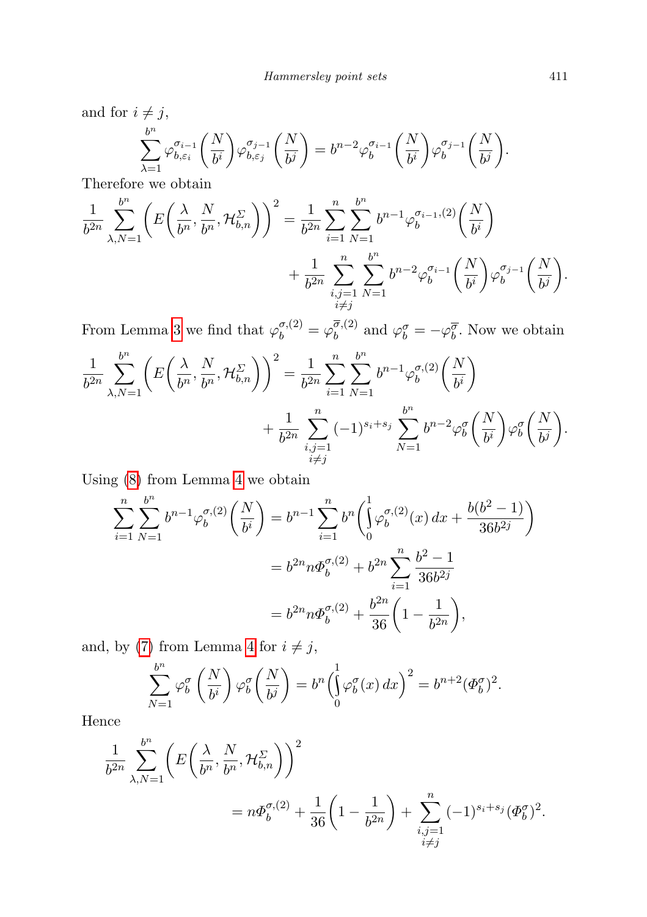and for $i \neq j$,

$$\sum_{\lambda=1}^{b^n} \varphi_{b,\varepsilon_i}^{\sigma_{i-1}}\left(\frac{N}{b^i}\right)\varphi_{b,\varepsilon_j}^{\sigma_{j-1}}\left(\frac{N}{b^j}\right) = b^{n-2}\varphi_b^{\sigma_{i-1}}\left(\frac{N}{b^i}\right)\varphi_b^{\sigma_{j-1}}\left(\frac{N}{b^j}\right).$$

Therefore we obtain

$$\frac{1}{b^{2n}}\sum_{\lambda,N=1}^{b^n}\left(E\left(\frac{\lambda}{b^n},\frac{N}{b^n},\mathcal{H}_{b,n}^{\Sigma}\right)\right)^2 = \frac{1}{b^{2n}}\sum_{i=1}^{n}\sum_{N=1}^{b^n} b^{n-1}\varphi_b^{\sigma_{i-1},(2)}\left(\frac{N}{b^i}\right) + \frac{1}{b^{2n}}\sum_{\substack{i,j=1\\ i\neq j}}^{n}\sum_{N=1}^{b^n} b^{n-2}\varphi_b^{\sigma_{i-1}}\left(\frac{N}{b^i}\right)\varphi_b^{\sigma_{j-1}}\left(\frac{N}{b^j}\right).$$

From Lemma 3 we find that $\varphi_b^{\sigma,(2)} = \varphi_b^{\overline{\sigma},(2)}$ and $\varphi_b^{\sigma} = -\varphi_b^{\overline{\sigma}}$. Now we obtain

$$\frac{1}{b^{2n}}\sum_{\lambda,N=1}^{b^n}\left(E\left(\frac{\lambda}{b^n},\frac{N}{b^n},\mathcal{H}_{b,n}^{\Sigma}\right)\right)^2 = \frac{1}{b^{2n}}\sum_{i=1}^{n}\sum_{N=1}^{b^n} b^{n-1}\varphi_b^{\sigma,(2)}\left(\frac{N}{b^i}\right) + \frac{1}{b^{2n}}\sum_{\substack{i,j=1\\ i\neq j}}^{n}(-1)^{s_i+s_j}\sum_{N=1}^{b^n} b^{n-2}\varphi_b^{\sigma}\left(\frac{N}{b^i}\right)\varphi_b^{\sigma}\left(\frac{N}{b^j}\right).$$

Using (8) from Lemma 4 we obtain

$$\begin{aligned}
\sum_{i=1}^{n}\sum_{N=1}^{b^n} b^{n-1}\varphi_b^{\sigma,(2)}\left(\frac{N}{b^i}\right) &= b^{n-1}\sum_{i=1}^{n} b^n\left(\int_0^1 \varphi_b^{\sigma,(2)}(x)\,dx + \frac{b(b^2-1)}{36b^{2j}}\right)\\
&= b^{2n}n\Phi_b^{\sigma,(2)} + b^{2n}\sum_{i=1}^{n}\frac{b^2-1}{36b^{2j}}\\
&= b^{2n}n\Phi_b^{\sigma,(2)} + \frac{b^{2n}}{36}\left(1-\frac{1}{b^{2n}}\right),
\end{aligned}$$

and, by (7) from Lemma 4 for $i \neq j$,

$$\sum_{N=1}^{b^n}\varphi_b^{\sigma}\left(\frac{N}{b^i}\right)\varphi_b^{\sigma}\left(\frac{N}{b^j}\right) = b^n\Big(\int_0^1 \varphi_b^{\sigma}(x)\,dx\Big)^2 = b^{n+2}(\Phi_b^{\sigma})^2.$$

Hence

$$\frac{1}{b^{2n}}\sum_{\lambda,N=1}^{b^n}\left(E\left(\frac{\lambda}{b^n},\frac{N}{b^n},\mathcal{H}_{b,n}^{\Sigma}\right)\right)^2 = n\Phi_b^{\sigma,(2)} + \frac{1}{36}\left(1-\frac{1}{b^{2n}}\right) + \sum_{\substack{i,j=1\\ i\neq j}}^{n}(-1)^{s_i+s_j}(\Phi_b^{\sigma})^2.$$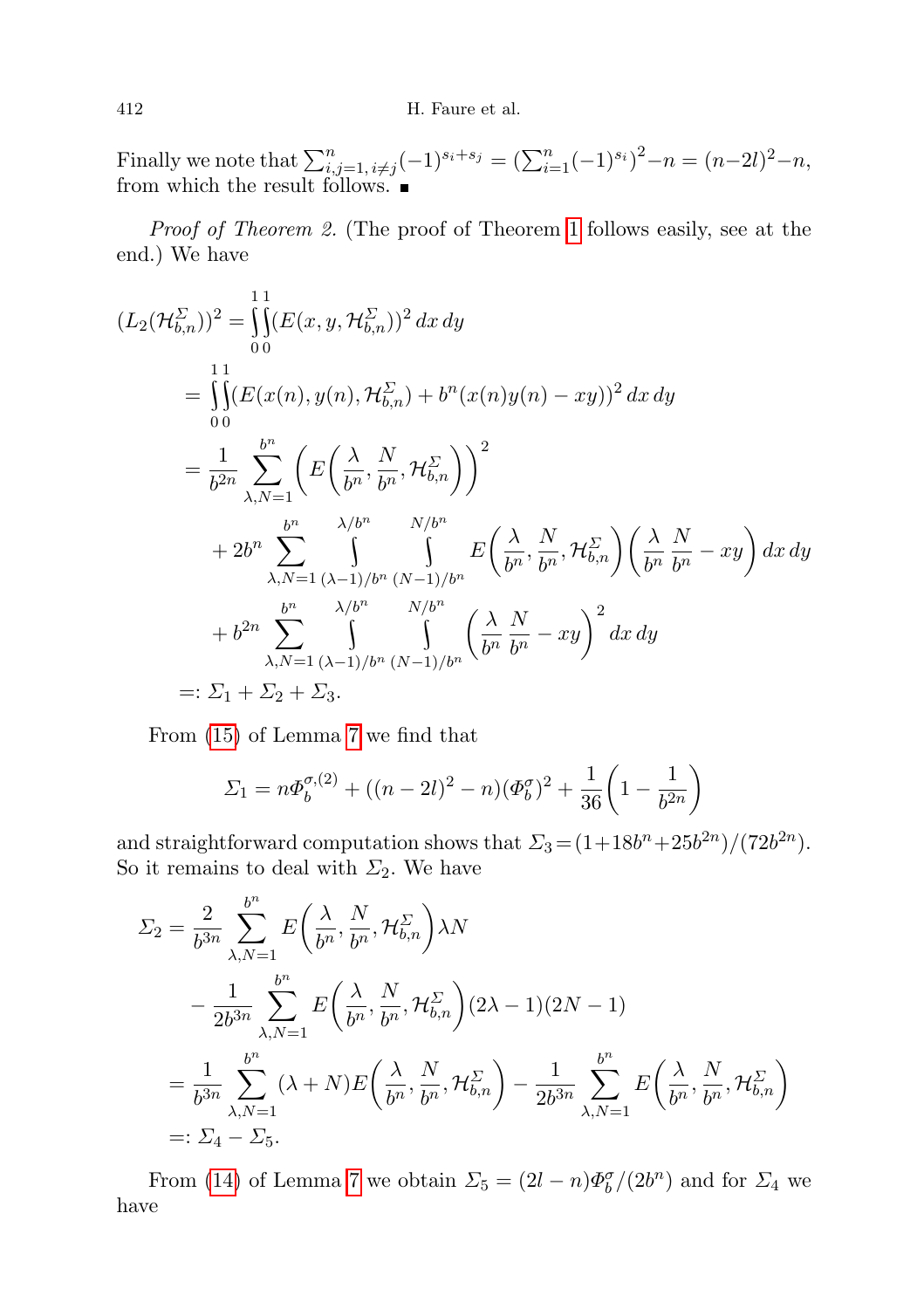Finally we note that $\sum_{i,j=1,\, i\neq j}^{n}(-1)^{s_i+s_j} = (\sum_{i=1}^{n}(-1)^{s_i})^2 - n = (n-2l)^2 - n$, from which the result follows. ∎

*Proof of Theorem 2.* (The proof of Theorem 1 follows easily, see at the end.) We have

$$
\begin{aligned}
(L_2(\mathcal{H}_{b,n}^{\Sigma}))^2 &= \int_0^1\!\!\int_0^1 (E(x,y,\mathcal{H}_{b,n}^{\Sigma}))^2\,dx\,dy \\
&= \int_0^1\!\!\int_0^1 (E(x(n),y(n),\mathcal{H}_{b,n}^{\Sigma}) + b^n(x(n)y(n) - xy))^2\,dx\,dy \\
&= \frac{1}{b^{2n}} \sum_{\lambda,N=1}^{b^n} \left( E\left(\frac{\lambda}{b^n}, \frac{N}{b^n}, \mathcal{H}_{b,n}^{\Sigma}\right)\right)^2 \\
&\quad + 2b^n \sum_{\lambda,N=1}^{b^n} \int_{(\lambda-1)/b^n}^{\lambda/b^n} \int_{(N-1)/b^n}^{N/b^n} E\left(\frac{\lambda}{b^n}, \frac{N}{b^n}, \mathcal{H}_{b,n}^{\Sigma}\right)\left(\frac{\lambda}{b^n}\frac{N}{b^n} - xy\right)dx\,dy \\
&\quad + b^{2n} \sum_{\lambda,N=1}^{b^n} \int_{(\lambda-1)/b^n}^{\lambda/b^n} \int_{(N-1)/b^n}^{N/b^n} \left(\frac{\lambda}{b^n}\frac{N}{b^n} - xy\right)^2 dx\,dy \\
&=: \Sigma_1 + \Sigma_2 + \Sigma_3.
\end{aligned}
$$

From (15) of Lemma 7 we find that

$$
\Sigma_1 = n\Phi_b^{\sigma,(2)} + ((n-2l)^2 - n)(\Phi_b^{\sigma})^2 + \frac{1}{36}\left(1 - \frac{1}{b^{2n}}\right)
$$

and straightforward computation shows that $\Sigma_3 = (1 + 18b^n + 25b^{2n})/(72b^{2n})$. So it remains to deal with $\Sigma_2$. We have

$$
\begin{aligned}
\Sigma_2 &= \frac{2}{b^{3n}} \sum_{\lambda,N=1}^{b^n} E\left(\frac{\lambda}{b^n}, \frac{N}{b^n}, \mathcal{H}_{b,n}^{\Sigma}\right)\lambda N \\
&\quad - \frac{1}{2b^{3n}} \sum_{\lambda,N=1}^{b^n} E\left(\frac{\lambda}{b^n}, \frac{N}{b^n}, \mathcal{H}_{b,n}^{\Sigma}\right)(2\lambda - 1)(2N - 1) \\
&= \frac{1}{b^{3n}} \sum_{\lambda,N=1}^{b^n} (\lambda + N) E\left(\frac{\lambda}{b^n}, \frac{N}{b^n}, \mathcal{H}_{b,n}^{\Sigma}\right) - \frac{1}{2b^{3n}} \sum_{\lambda,N=1}^{b^n} E\left(\frac{\lambda}{b^n}, \frac{N}{b^n}, \mathcal{H}_{b,n}^{\Sigma}\right) \\
&=: \Sigma_4 - \Sigma_5.
\end{aligned}
$$

From (14) of Lemma 7 we obtain $\Sigma_5 = (2l - n)\Phi_b^{\sigma}/(2b^n)$ and for $\Sigma_4$ we have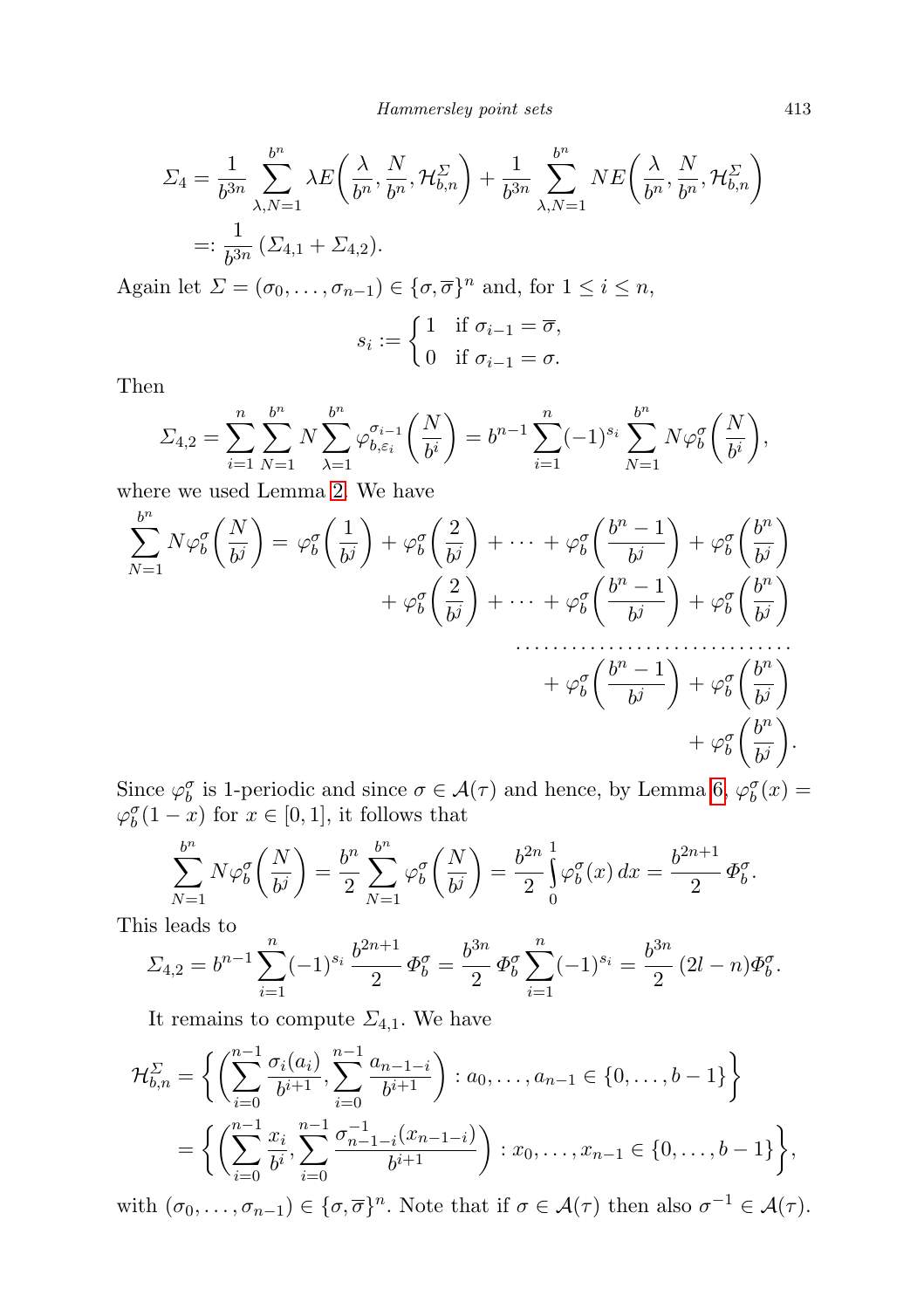$$\Sigma_4 = \frac{1}{b^{3n}} \sum_{\lambda,N=1}^{b^n} \lambda E\left(\frac{\lambda}{b^n}, \frac{N}{b^n}, \mathcal{H}_{b,n}^{\Sigma}\right) + \frac{1}{b^{3n}} \sum_{\lambda,N=1}^{b^n} N E\left(\frac{\lambda}{b^n}, \frac{N}{b^n}, \mathcal{H}_{b,n}^{\Sigma}\right)$$
$$=: \frac{1}{b^{3n}} \left(\Sigma_{4,1} + \Sigma_{4,2}\right).$$

Again let $\Sigma = (\sigma_0, \ldots, \sigma_{n-1}) \in \{\sigma, \overline{\sigma}\}^n$ and, for $1 \le i \le n$,

$$s_i := \begin{cases} 1 & \text{if } \sigma_{i-1} = \overline{\sigma}, \\ 0 & \text{if } \sigma_{i-1} = \sigma. \end{cases}$$

Then

$$\Sigma_{4,2} = \sum_{i=1}^{n} \sum_{N=1}^{b^n} N \sum_{\lambda=1}^{b^n} \varphi_{b,\varepsilon_i}^{\sigma_{i-1}}\left(\frac{N}{b^i}\right) = b^{n-1} \sum_{i=1}^{n} (-1)^{s_i} \sum_{N=1}^{b^n} N \varphi_b^{\sigma}\left(\frac{N}{b^i}\right),$$

where we used Lemma 2. We have

$$\begin{aligned}
\sum_{N=1}^{b^n} N\varphi_b^{\sigma}\left(\frac{N}{b^j}\right) = \varphi_b^{\sigma}\left(\frac{1}{b^j}\right) + \varphi_b^{\sigma}\left(\frac{2}{b^j}\right) + \cdots + \varphi_b^{\sigma}\left(\frac{b^n-1}{b^j}\right) + \varphi_b^{\sigma}\left(\frac{b^n}{b^j}\right) \\
+ \varphi_b^{\sigma}\left(\frac{2}{b^j}\right) + \cdots + \varphi_b^{\sigma}\left(\frac{b^n-1}{b^j}\right) + \varphi_b^{\sigma}\left(\frac{b^n}{b^j}\right) \\
\cdots\cdots\cdots\cdots\cdots\cdots\cdots\cdots\cdots \\
+ \varphi_b^{\sigma}\left(\frac{b^n-1}{b^j}\right) + \varphi_b^{\sigma}\left(\frac{b^n}{b^j}\right) \\
+ \varphi_b^{\sigma}\left(\frac{b^n}{b^j}\right).
\end{aligned}$$

Since $\varphi_b^{\sigma}$ is 1-periodic and since $\sigma \in \mathcal{A}(\tau)$ and hence, by Lemma 6, $\varphi_b^{\sigma}(x) = \varphi_b^{\sigma}(1-x)$ for $x \in [0,1]$, it follows that

$$\sum_{N=1}^{b^n} N\varphi_b^{\sigma}\left(\frac{N}{b^j}\right) = \frac{b^n}{2} \sum_{N=1}^{b^n} \varphi_b^{\sigma}\left(\frac{N}{b^j}\right) = \frac{b^{2n}}{2} \int_0^1 \varphi_b^{\sigma}(x)\,dx = \frac{b^{2n+1}}{2}\,\Phi_b^{\sigma}.$$

This leads to

$$\Sigma_{4,2} = b^{n-1} \sum_{i=1}^{n} (-1)^{s_i} \frac{b^{2n+1}}{2}\,\Phi_b^{\sigma} = \frac{b^{3n}}{2}\,\Phi_b^{\sigma} \sum_{i=1}^{n} (-1)^{s_i} = \frac{b^{3n}}{2}\,(2l-n)\Phi_b^{\sigma}.$$

It remains to compute $\Sigma_{4,1}$. We have

$$\begin{aligned}
\mathcal{H}_{b,n}^{\Sigma} &= \left\{ \left( \sum_{i=0}^{n-1} \frac{\sigma_i(a_i)}{b^{i+1}}, \sum_{i=0}^{n-1} \frac{a_{n-1-i}}{b^{i+1}} \right) : a_0, \ldots, a_{n-1} \in \{0, \ldots, b-1\} \right\} \\
&= \left\{ \left( \sum_{i=0}^{n-1} \frac{x_i}{b^i}, \sum_{i=0}^{n-1} \frac{\sigma_{n-1-i}^{-1}(x_{n-1-i})}{b^{i+1}} \right) : x_0, \ldots, x_{n-1} \in \{0, \ldots, b-1\} \right\},
\end{aligned}$$

with $(\sigma_0, \ldots, \sigma_{n-1}) \in \{\sigma, \overline{\sigma}\}^n$. Note that if $\sigma \in \mathcal{A}(\tau)$ then also $\sigma^{-1} \in \mathcal{A}(\tau)$.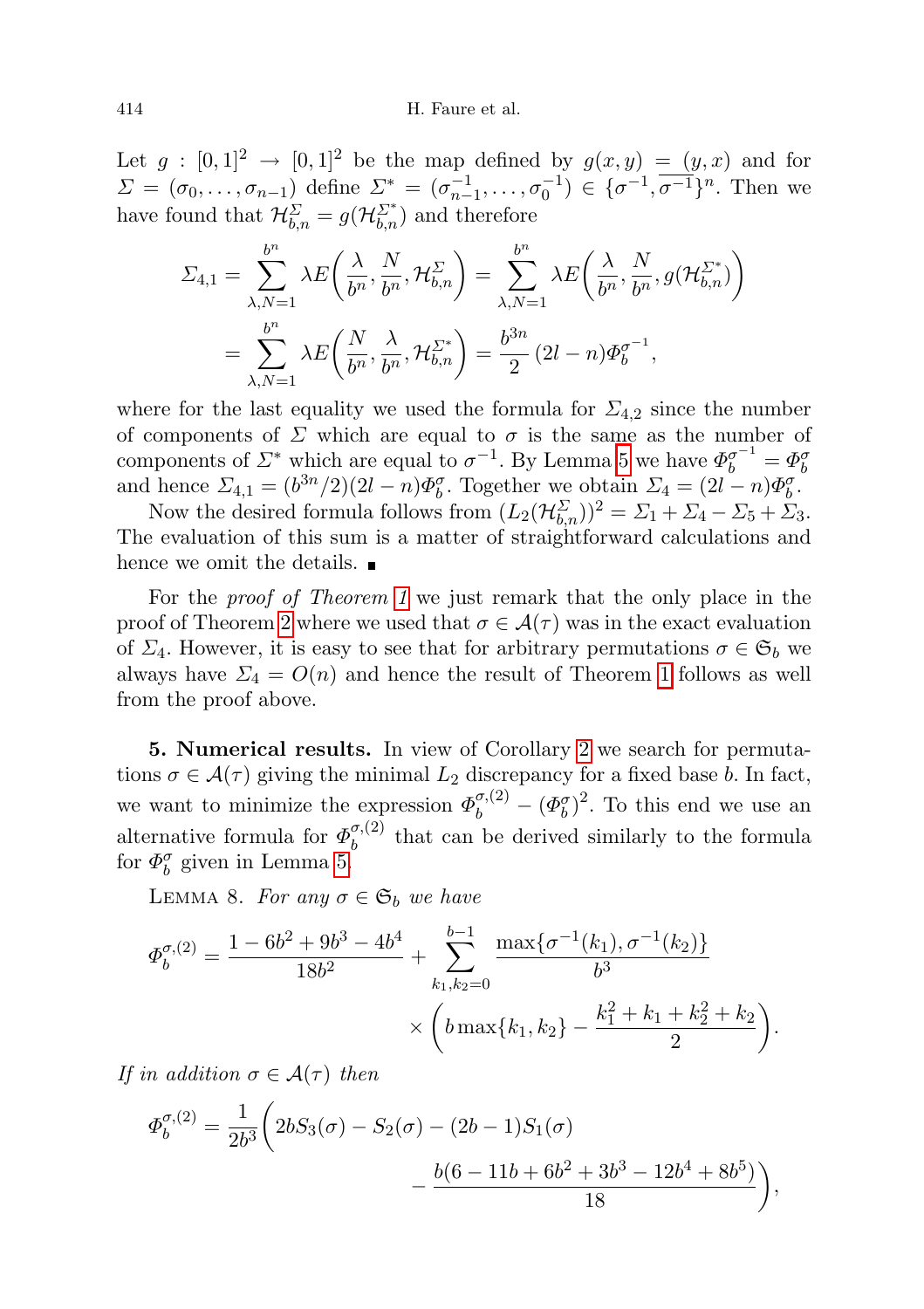Let $g : [0,1]^2 \to [0,1]^2$ be the map defined by $g(x,y) = (y,x)$ and for $\Sigma = (\sigma_0, \ldots, \sigma_{n-1})$ define $\Sigma^* = (\sigma_{n-1}^{-1}, \ldots, \sigma_0^{-1}) \in \{\sigma^{-1}, \overline{\sigma^{-1}}\}^n$. Then we have found that $\mathcal{H}_{b,n}^{\Sigma} = g(\mathcal{H}_{b,n}^{\Sigma^*})$ and therefore

$$
\begin{aligned}
\Sigma_{4,1} &= \sum_{\lambda,N=1}^{b^n} \lambda E\left(\frac{\lambda}{b^n}, \frac{N}{b^n}, \mathcal{H}_{b,n}^{\Sigma}\right) = \sum_{\lambda,N=1}^{b^n} \lambda E\left(\frac{\lambda}{b^n}, \frac{N}{b^n}, g(\mathcal{H}_{b,n}^{\Sigma^*})\right) \\
&= \sum_{\lambda,N=1}^{b^n} \lambda E\left(\frac{N}{b^n}, \frac{\lambda}{b^n}, \mathcal{H}_{b,n}^{\Sigma^*}\right) = \frac{b^{3n}}{2}\,(2l-n)\Phi_b^{\sigma^{-1}},
\end{aligned}
$$

where for the last equality we used the formula for $\Sigma_{4,2}$ since the number of components of $\Sigma$ which are equal to $\sigma$ is the same as the number of components of $\Sigma^*$ which are equal to $\sigma^{-1}$. By Lemma 5 we have $\Phi_b^{\sigma^{-1}} = \Phi_b^{\sigma}$ and hence $\Sigma_{4,1} = (b^{3n}/2)(2l-n)\Phi_b^{\sigma}$. Together we obtain $\Sigma_4 = (2l-n)\Phi_b^{\sigma}$.

Now the desired formula follows from $(L_2(\mathcal{H}_{b,n}^{\Sigma}))^2 = \Sigma_1 + \Sigma_4 - \Sigma_5 + \Sigma_3$. The evaluation of this sum is a matter of straightforward calculations and hence we omit the details. ∎

For the *proof of Theorem 1* we just remark that the only place in the proof of Theorem 2 where we used that $\sigma \in \mathcal{A}(\tau)$ was in the exact evaluation of $\Sigma_4$. However, it is easy to see that for arbitrary permutations $\sigma \in \mathfrak{S}_b$ we always have $\Sigma_4 = O(n)$ and hence the result of Theorem 1 follows as well from the proof above.

**5. Numerical results.** In view of Corollary 2 we search for permutations $\sigma \in \mathcal{A}(\tau)$ giving the minimal $L_2$ discrepancy for a fixed base $b$. In fact, we want to minimize the expression $\Phi_b^{\sigma,(2)} - (\Phi_b^{\sigma})^2$. To this end we use an alternative formula for $\Phi_b^{\sigma,(2)}$ that can be derived similarly to the formula for $\Phi_b^{\sigma}$ given in Lemma 5.

LEMMA 8. *For any $\sigma \in \mathfrak{S}_b$ we have*

$$
\Phi_b^{\sigma,(2)} = \frac{1-6b^2+9b^3-4b^4}{18b^2} + \sum_{k_1,k_2=0}^{b-1} \frac{\max\{\sigma^{-1}(k_1), \sigma^{-1}(k_2)\}}{b^3} \times \left(b\max\{k_1,k_2\} - \frac{k_1^2+k_1+k_2^2+k_2}{2}\right).
$$

*If in addition $\sigma \in \mathcal{A}(\tau)$ then*

$$
\Phi_b^{\sigma,(2)} = \frac{1}{2b^3}\left(2bS_3(\sigma) - S_2(\sigma) - (2b-1)S_1(\sigma) - \frac{b(6-11b+6b^2+3b^3-12b^4+8b^5)}{18}\right),
$$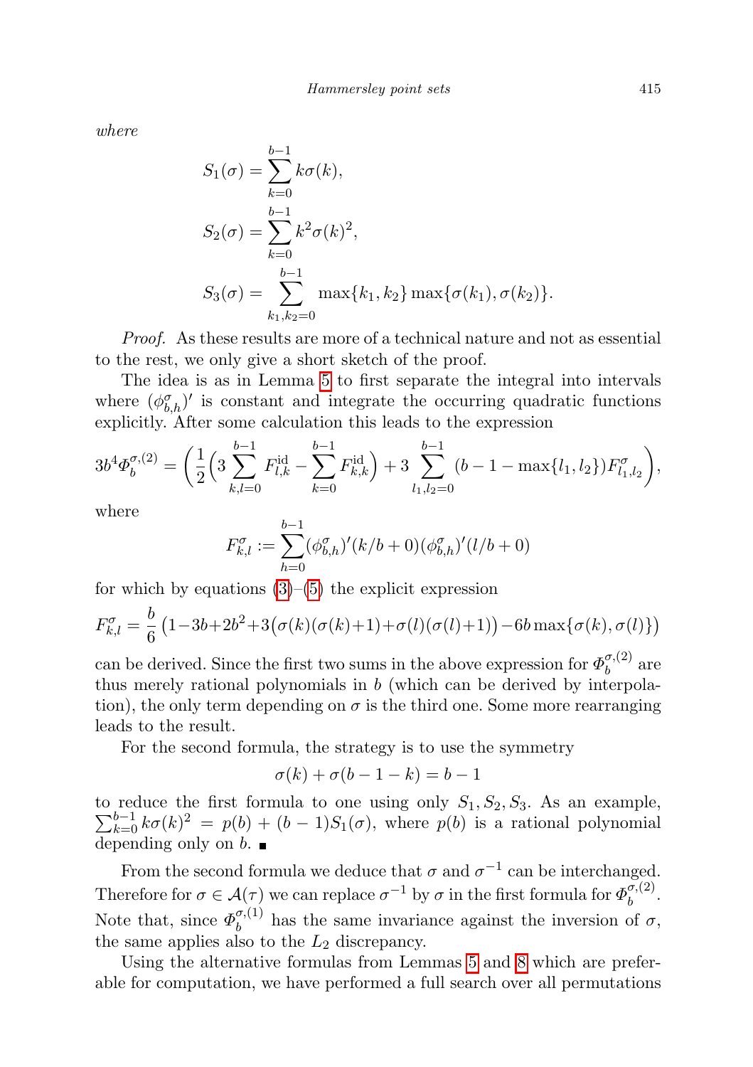where

$$S_1(\sigma) = \sum_{k=0}^{b-1} k\sigma(k),$$

$$S_2(\sigma) = \sum_{k=0}^{b-1} k^2\sigma(k)^2,$$

$$S_3(\sigma) = \sum_{k_1,k_2=0}^{b-1} \max\{k_1,k_2\}\max\{\sigma(k_1),\sigma(k_2)\}.$$

*Proof.* As these results are more of a technical nature and not as essential to the rest, we only give a short sketch of the proof.

The idea is as in Lemma 5 to first separate the integral into intervals where $(\phi^{\sigma}_{b,h})'$ is constant and integrate the occurring quadratic functions explicitly. After some calculation this leads to the expression

$$3b^4\Phi_b^{\sigma,(2)} = \left(\frac{1}{2}\Big(3\sum_{k,l=0}^{b-1} F^{\mathrm{id}}_{l,k} - \sum_{k=0}^{b-1} F^{\mathrm{id}}_{k,k}\Big) + 3\sum_{l_1,l_2=0}^{b-1}(b-1-\max\{l_1,l_2\})F^{\sigma}_{l_1,l_2}\right),$$

where

$$F^{\sigma}_{k,l} := \sum_{h=0}^{b-1}(\phi^{\sigma}_{b,h})'(k/b+0)(\phi^{\sigma}_{b,h})'(l/b+0)$$

for which by equations (3)–(5) the explicit expression

$$F^{\sigma}_{k,l} = \frac{b}{6}\left(1-3b+2b^2+3\big(\sigma(k)(\sigma(k)+1)+\sigma(l)(\sigma(l)+1)\big)-6b\max\{\sigma(k),\sigma(l)\}\right)$$

can be derived. Since the first two sums in the above expression for $\Phi_b^{\sigma,(2)}$ are thus merely rational polynomials in $b$ (which can be derived by interpolation), the only term depending on $\sigma$ is the third one. Some more rearranging leads to the result.

For the second formula, the strategy is to use the symmetry

$$\sigma(k) + \sigma(b-1-k) = b-1$$

to reduce the first formula to one using only $S_1, S_2, S_3$. As an example, $\sum_{k=0}^{b-1} k\sigma(k)^2 = p(b) + (b-1)S_1(\sigma)$, where $p(b)$ is a rational polynomial depending only on $b$. ∎

From the second formula we deduce that $\sigma$ and $\sigma^{-1}$ can be interchanged. Therefore for $\sigma \in \mathcal{A}(\tau)$ we can replace $\sigma^{-1}$ by $\sigma$ in the first formula for $\Phi_b^{\sigma,(2)}$. Note that, since $\Phi_b^{\sigma,(1)}$ has the same invariance against the inversion of $\sigma$, the same applies also to the $L_2$ discrepancy.

Using the alternative formulas from Lemmas 5 and 8 which are preferable for computation, we have performed a full search over all permutations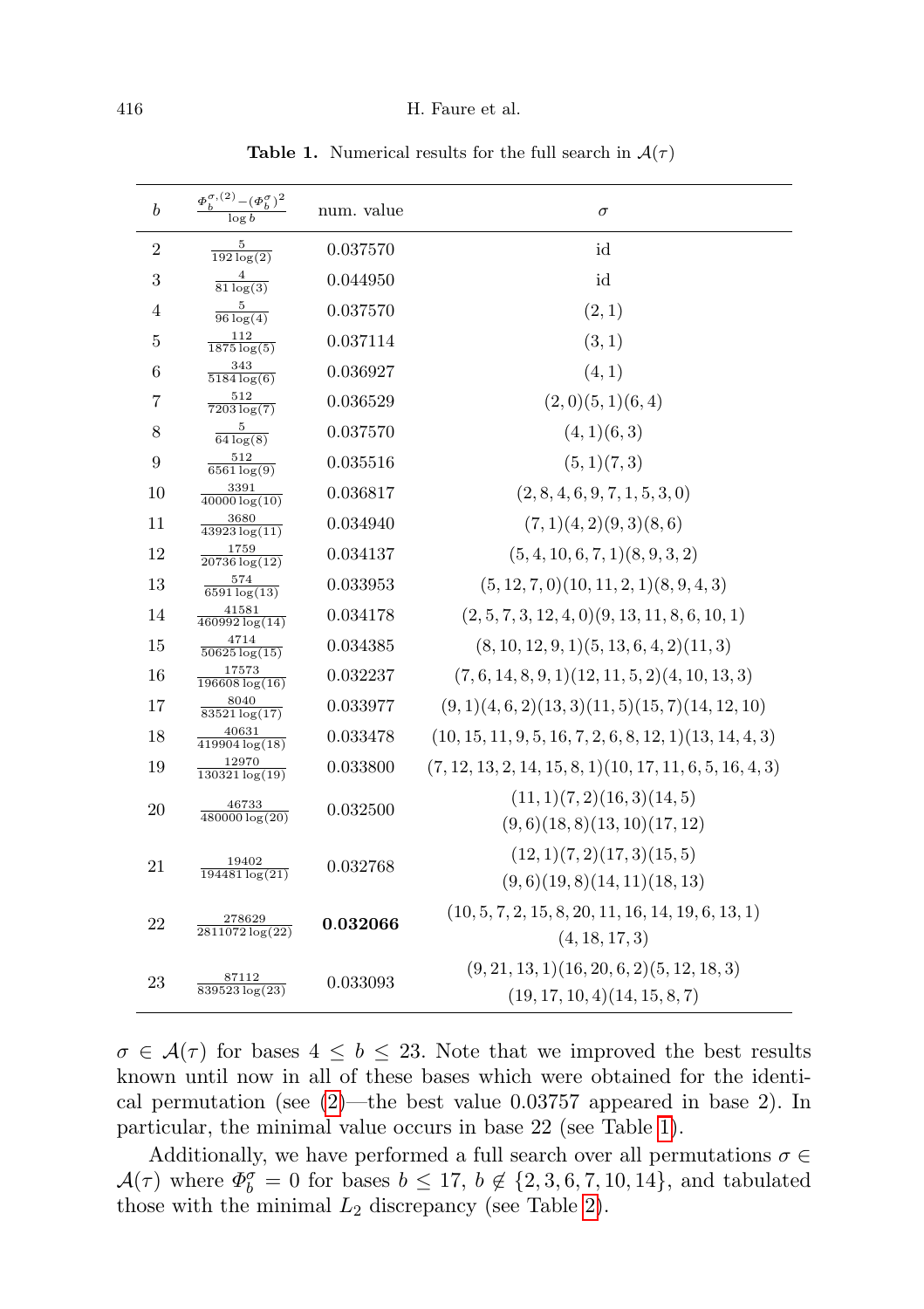**Table 1.** Numerical results for the full search in $\mathcal{A}(\tau)$

| $b$ | $\frac{\Phi_b^{\sigma,(2)} - (\Phi_b^{\sigma})^2}{\log b}$ | num. value | $\sigma$ |
|---|---|---|---|
| 2 | $\frac{5}{192\log(2)}$ | 0.037570 | id |
| 3 | $\frac{4}{81\log(3)}$ | 0.044950 | id |
| 4 | $\frac{5}{96\log(4)}$ | 0.037570 | $(2,1)$ |
| 5 | $\frac{112}{1875\log(5)}$ | 0.037114 | $(3,1)$ |
| 6 | $\frac{343}{5184\log(6)}$ | 0.036927 | $(4,1)$ |
| 7 | $\frac{512}{7203\log(7)}$ | 0.036529 | $(2,0)(5,1)(6,4)$ |
| 8 | $\frac{5}{64\log(8)}$ | 0.037570 | $(4,1)(6,3)$ |
| 9 | $\frac{512}{6561\log(9)}$ | 0.035516 | $(5,1)(7,3)$ |
| 10 | $\frac{3391}{40000\log(10)}$ | 0.036817 | $(2,8,4,6,9,7,1,5,3,0)$ |
| 11 | $\frac{3680}{43923\log(11)}$ | 0.034940 | $(7,1)(4,2)(9,3)(8,6)$ |
| 12 | $\frac{1759}{20736\log(12)}$ | 0.034137 | $(5,4,10,6,7,1)(8,9,3,2)$ |
| 13 | $\frac{574}{6591\log(13)}$ | 0.033953 | $(5,12,7,0)(10,11,2,1)(8,9,4,3)$ |
| 14 | $\frac{41581}{460992\log(14)}$ | 0.034178 | $(2,5,7,3,12,4,0)(9,13,11,8,6,10,1)$ |
| 15 | $\frac{4714}{50625\log(15)}$ | 0.034385 | $(8,10,12,9,1)(5,13,6,4,2)(11,3)$ |
| 16 | $\frac{17573}{196608\log(16)}$ | 0.032237 | $(7,6,14,8,9,1)(12,11,5,2)(4,10,13,3)$ |
| 17 | $\frac{8040}{83521\log(17)}$ | 0.033977 | $(9,1)(4,6,2)(13,3)(11,5)(15,7)(14,12,10)$ |
| 18 | $\frac{40631}{419904\log(18)}$ | 0.033478 | $(10,15,11,9,5,16,7,2,6,8,12,1)(13,14,4,3)$ |
| 19 | $\frac{12970}{130321\log(19)}$ | 0.033800 | $(7,12,13,2,14,15,8,1)(10,17,11,6,5,16,4,3)$ |
| 20 | $\frac{46733}{480000\log(20)}$ | 0.032500 | $(11,1)(7,2)(16,3)(14,5)$ $(9,6)(18,8)(13,10)(17,12)$ |
| 21 | $\frac{19402}{194481\log(21)}$ | 0.032768 | $(12,1)(7,2)(17,3)(15,5)$ $(9,6)(19,8)(14,11)(18,13)$ |
| 22 | $\frac{278629}{2811072\log(22)}$ | **0.032066** | $(10,5,7,2,15,8,20,11,16,14,19,6,13,1)$ $(4,18,17,3)$ |
| 23 | $\frac{87112}{839523\log(23)}$ | 0.033093 | $(9,21,13,1)(16,20,6,2)(5,12,18,3)$ $(19,17,10,4)(14,15,8,7)$ |

$\sigma \in \mathcal{A}(\tau)$ for bases $4 \leq b \leq 23$. Note that we improved the best results known until now in all of these bases which were obtained for the identical permutation (see (2)—the best value 0.03757 appeared in base 2). In particular, the minimal value occurs in base 22 (see Table 1).

Additionally, we have performed a full search over all permutations $\sigma \in \mathcal{A}(\tau)$ where $\Phi_b^{\sigma} = 0$ for bases $b \leq 17$, $b \notin \{2, 3, 6, 7, 10, 14\}$, and tabulated those with the minimal $L_2$ discrepancy (see Table 2).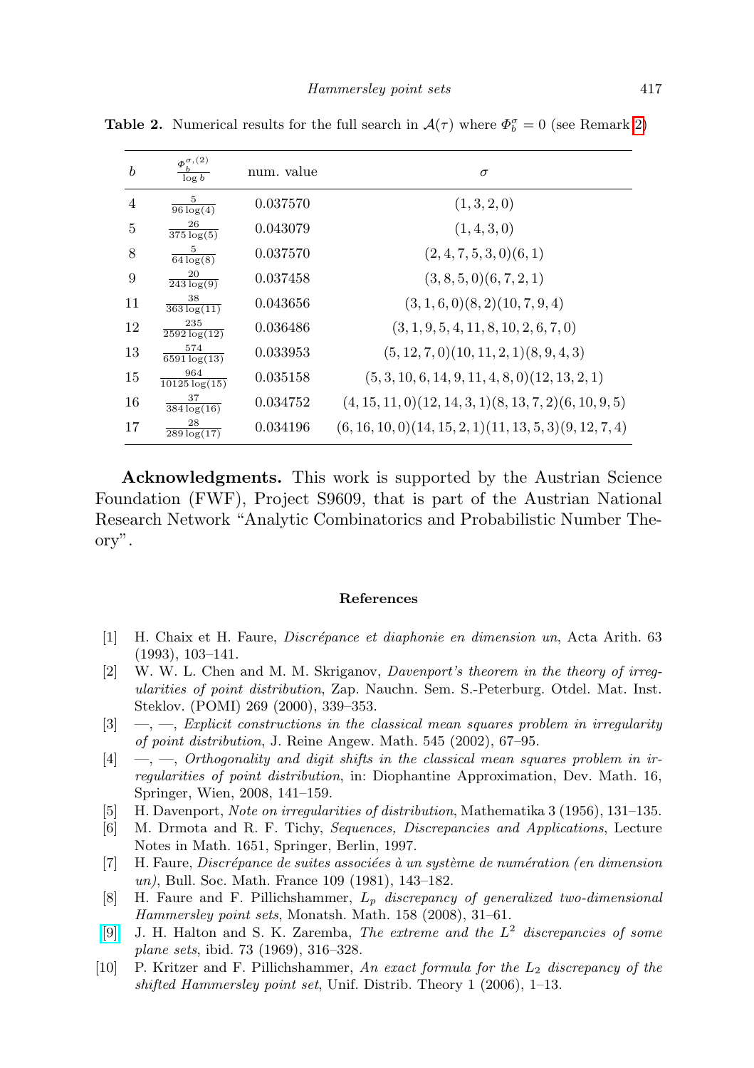**Table 2.** Numerical results for the full search in $\mathcal{A}(\tau)$ where $\Phi_b^\sigma = 0$ (see Remark 2)

| $b$ | $\frac{\Phi_b^{\sigma,(2)}}{\log b}$ | num. value | $\sigma$ |
|---|---|---|---|
| 4 | $\frac{5}{96\log(4)}$ | 0.037570 | $(1,3,2,0)$ |
| 5 | $\frac{26}{375\log(5)}$ | 0.043079 | $(1,4,3,0)$ |
| 8 | $\frac{5}{64\log(8)}$ | 0.037570 | $(2,4,7,5,3,0)(6,1)$ |
| 9 | $\frac{20}{243\log(9)}$ | 0.037458 | $(3,8,5,0)(6,7,2,1)$ |
| 11 | $\frac{38}{363\log(11)}$ | 0.043656 | $(3,1,6,0)(8,2)(10,7,9,4)$ |
| 12 | $\frac{235}{2592\log(12)}$ | 0.036486 | $(3,1,9,5,4,11,8,10,2,6,7,0)$ |
| 13 | $\frac{574}{6591\log(13)}$ | 0.033953 | $(5,12,7,0)(10,11,2,1)(8,9,4,3)$ |
| 15 | $\frac{964}{10125\log(15)}$ | 0.035158 | $(5,3,10,6,14,9,11,4,8,0)(12,13,2,1)$ |
| 16 | $\frac{37}{384\log(16)}$ | 0.034752 | $(4,15,11,0)(12,14,3,1)(8,13,7,2)(6,10,9,5)$ |
| 17 | $\frac{28}{289\log(17)}$ | 0.034196 | $(6,16,10,0)(14,15,2,1)(11,13,5,3)(9,12,7,4)$ |

**Acknowledgments.** This work is supported by the Austrian Science Foundation (FWF), Project S9609, that is part of the Austrian National Research Network "Analytic Combinatorics and Probabilistic Number Theory".

## References

[1] H. Chaix et H. Faure, *Discrépance et diaphonie en dimension un*, Acta Arith. 63 (1993), 103–141.

[2] W. W. L. Chen and M. M. Skriganov, *Davenport's theorem in the theory of irregularities of point distribution*, Zap. Nauchn. Sem. S.-Peterburg. Otdel. Mat. Inst. Steklov. (POMI) 269 (2000), 339–353.

[3] —, —, *Explicit constructions in the classical mean squares problem in irregularity of point distribution*, J. Reine Angew. Math. 545 (2002), 67–95.

[4] —, —, *Orthogonality and digit shifts in the classical mean squares problem in irregularities of point distribution*, in: Diophantine Approximation, Dev. Math. 16, Springer, Wien, 2008, 141–159.

[5] H. Davenport, *Note on irregularities of distribution*, Mathematika 3 (1956), 131–135.

[6] M. Drmota and R. F. Tichy, *Sequences, Discrepancies and Applications*, Lecture Notes in Math. 1651, Springer, Berlin, 1997.

[7] H. Faure, *Discrépance de suites associées à un système de numération (en dimension un)*, Bull. Soc. Math. France 109 (1981), 143–182.

[8] H. Faure and F. Pillichshammer, *$L_p$ discrepancy of generalized two-dimensional Hammersley point sets*, Monatsh. Math. 158 (2008), 31–61.

[9] J. H. Halton and S. K. Zaremba, *The extreme and the $L^2$ discrepancies of some plane sets*, ibid. 73 (1969), 316–328.

[10] P. Kritzer and F. Pillichshammer, *An exact formula for the $L_2$ discrepancy of the shifted Hammersley point set*, Unif. Distrib. Theory 1 (2006), 1–13.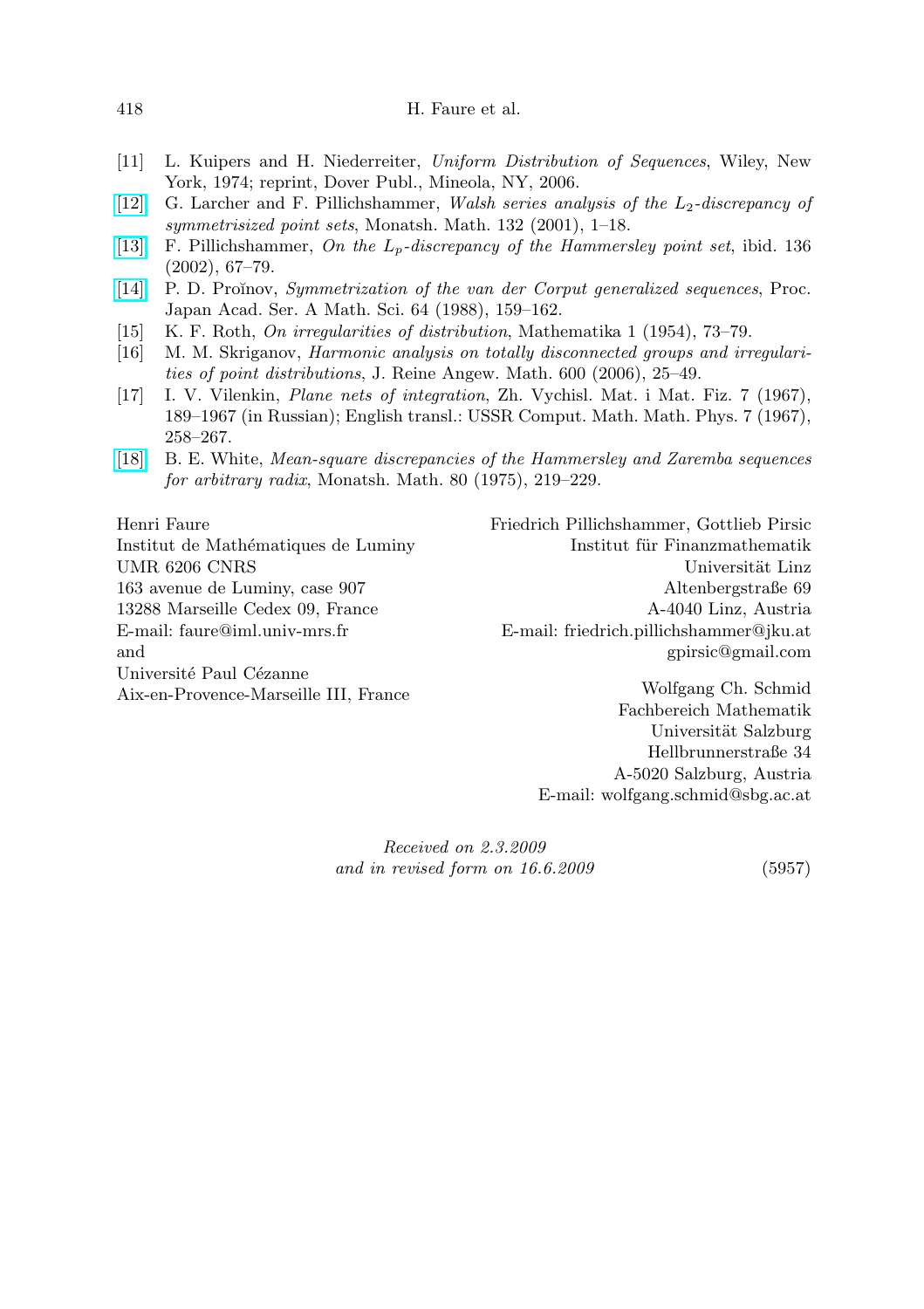[11] L. Kuipers and H. Niederreiter, *Uniform Distribution of Sequences*, Wiley, New York, 1974; reprint, Dover Publ., Mineola, NY, 2006.

[12] G. Larcher and F. Pillichshammer, *Walsh series analysis of the $L_2$-discrepancy of symmetrisized point sets*, Monatsh. Math. 132 (2001), 1–18.

[13] F. Pillichshammer, *On the $L_p$-discrepancy of the Hammersley point set*, ibid. 136 (2002), 67–79.

[14] P. D. Proĭnov, *Symmetrization of the van der Corput generalized sequences*, Proc. Japan Acad. Ser. A Math. Sci. 64 (1988), 159–162.

[15] K. F. Roth, *On irregularities of distribution*, Mathematika 1 (1954), 73–79.

[16] M. M. Skriganov, *Harmonic analysis on totally disconnected groups and irregularities of point distributions*, J. Reine Angew. Math. 600 (2006), 25–49.

[17] I. V. Vilenkin, *Plane nets of integration*, Zh. Vychisl. Mat. i Mat. Fiz. 7 (1967), 189–1967 (in Russian); English transl.: USSR Comput. Math. Math. Phys. 7 (1967), 258–267.

[18] B. E. White, *Mean-square discrepancies of the Hammersley and Zaremba sequences for arbitrary radix*, Monatsh. Math. 80 (1975), 219–229.

Henri Faure
Institut de Mathématiques de Luminy
UMR 6206 CNRS
163 avenue de Luminy, case 907
13288 Marseille Cedex 09, France
E-mail: faure@iml.univ-mrs.fr
and
Université Paul Cézanne
Aix-en-Provence-Marseille III, France

Friedrich Pillichshammer, Gottlieb Pirsic
Institut für Finanzmathematik
Universität Linz
Altenbergstraße 69
A-4040 Linz, Austria
E-mail: friedrich.pillichshammer@jku.at
gpirsic@gmail.com

Wolfgang Ch. Schmid
Fachbereich Mathematik
Universität Salzburg
Hellbrunnerstraße 34
A-5020 Salzburg, Austria
E-mail: wolfgang.schmid@sbg.ac.at

*Received on 2.3.2009*
*and in revised form on 16.6.2009* (5957)